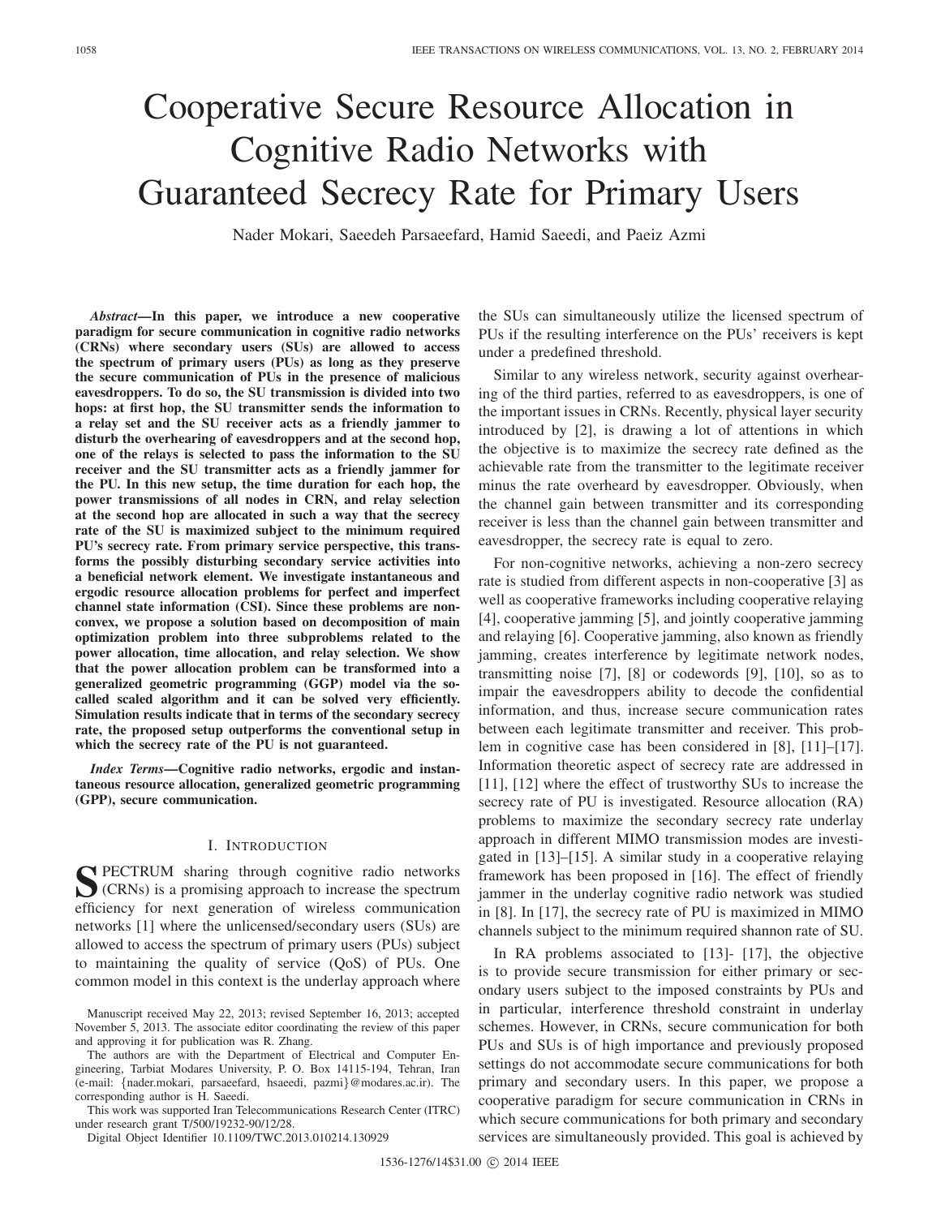# Cooperative Secure Resource Allocation in Cognitive Radio Networks with Guaranteed Secrecy Rate for Primary Users

Nader Mokari, Saeedeh Parsaeefard, Hamid Saeedi, and Paeiz Azmi

***Abstract*—In this paper, we introduce a new cooperative paradigm for secure communication in cognitive radio networks (CRNs) where secondary users (SUs) are allowed to access the spectrum of primary users (PUs) as long as they preserve the secure communication of PUs in the presence of malicious eavesdroppers. To do so, the SU transmission is divided into two hops: at first hop, the SU transmitter sends the information to a relay set and the SU receiver acts as a friendly jammer to disturb the overhearing of eavesdroppers and at the second hop, one of the relays is selected to pass the information to the SU receiver and the SU transmitter acts as a friendly jammer for the PU. In this new setup, the time duration for each hop, the power transmissions of all nodes in CRN, and relay selection at the second hop are allocated in such a way that the secrecy rate of the SU is maximized subject to the minimum required PU's secrecy rate. From primary service perspective, this transforms the possibly disturbing secondary service activities into a beneficial network element. We investigate instantaneous and ergodic resource allocation problems for perfect and imperfect channel state information (CSI). Since these problems are non-convex, we propose a solution based on decomposition of main optimization problem into three subproblems related to the power allocation, time allocation, and relay selection. We show that the power allocation problem can be transformed into a generalized geometric programming (GGP) model via the so-called scaled algorithm and it can be solved very efficiently. Simulation results indicate that in terms of the secondary secrecy rate, the proposed setup outperforms the conventional setup in which the secrecy rate of the PU is not guaranteed.**

***Index Terms*—Cognitive radio networks, ergodic and instantaneous resource allocation, generalized geometric programming (GPP), secure communication.**

## I. Introduction

Spectrum sharing through cognitive radio networks (CRNs) is a promising approach to increase the spectrum efficiency for next generation of wireless communication networks [1] where the unlicensed/secondary users (SUs) are allowed to access the spectrum of primary users (PUs) subject to maintaining the quality of service (QoS) of PUs. One common model in this context is the underlay approach where the SUs can simultaneously utilize the licensed spectrum of PUs if the resulting interference on the PUs' receivers is kept under a predefined threshold.

Similar to any wireless network, security against overhearing of the third parties, referred to as eavesdroppers, is one of the important issues in CRNs. Recently, physical layer security introduced by [2], is drawing a lot of attentions in which the objective is to maximize the secrecy rate defined as the achievable rate from the transmitter to the legitimate receiver minus the rate overheard by eavesdropper. Obviously, when the channel gain between transmitter and its corresponding receiver is less than the channel gain between transmitter and eavesdropper, the secrecy rate is equal to zero.

For non-cognitive networks, achieving a non-zero secrecy rate is studied from different aspects in non-cooperative [3] as well as cooperative frameworks including cooperative relaying [4], cooperative jamming [5], and jointly cooperative jamming and relaying [6]. Cooperative jamming, also known as friendly jamming, creates interference by legitimate network nodes, transmitting noise [7], [8] or codewords [9], [10], so as to impair the eavesdroppers ability to decode the confidential information, and thus, increase secure communication rates between each legitimate transmitter and receiver. This problem in cognitive case has been considered in [8], [11]–[17]. Information theoretic aspect of secrecy rate are addressed in [11], [12] where the effect of trustworthy SUs to increase the secrecy rate of PU is investigated. Resource allocation (RA) problems to maximize the secondary secrecy rate underlay approach in different MIMO transmission modes are investigated in [13]–[15]. A similar study in a cooperative relaying framework has been proposed in [16]. The effect of friendly jammer in the underlay cognitive radio network was studied in [8]. In [17], the secrecy rate of PU is maximized in MIMO channels subject to the minimum required shannon rate of SU.

In RA problems associated to [13]- [17], the objective is to provide secure transmission for either primary or secondary users subject to the imposed constraints by PUs and in particular, interference threshold constraint in underlay schemes. However, in CRNs, secure communication for both PUs and SUs is of high importance and previously proposed settings do not accommodate secure communications for both primary and secondary users. In this paper, we propose a cooperative paradigm for secure communication in CRNs in which secure communications for both primary and secondary services are simultaneously provided. This goal is achieved by

---

Manuscript received May 22, 2013; revised September 16, 2013; accepted November 5, 2013. The associate editor coordinating the review of this paper and approving it for publication was R. Zhang.

The authors are with the Department of Electrical and Computer Engineering, Tarbiat Modares University, P. O. Box 14115-194, Tehran, Iran (e-mail: {nader.mokari, parsaeefard, hsaeedi, pazmi}@modares.ac.ir). The corresponding author is H. Saeedi.

This work was supported Iran Telecommunications Research Center (ITRC) under research grant T/500/19232-90/12/28.

Digital Object Identifier 10.1109/TWC.2013.010214.130929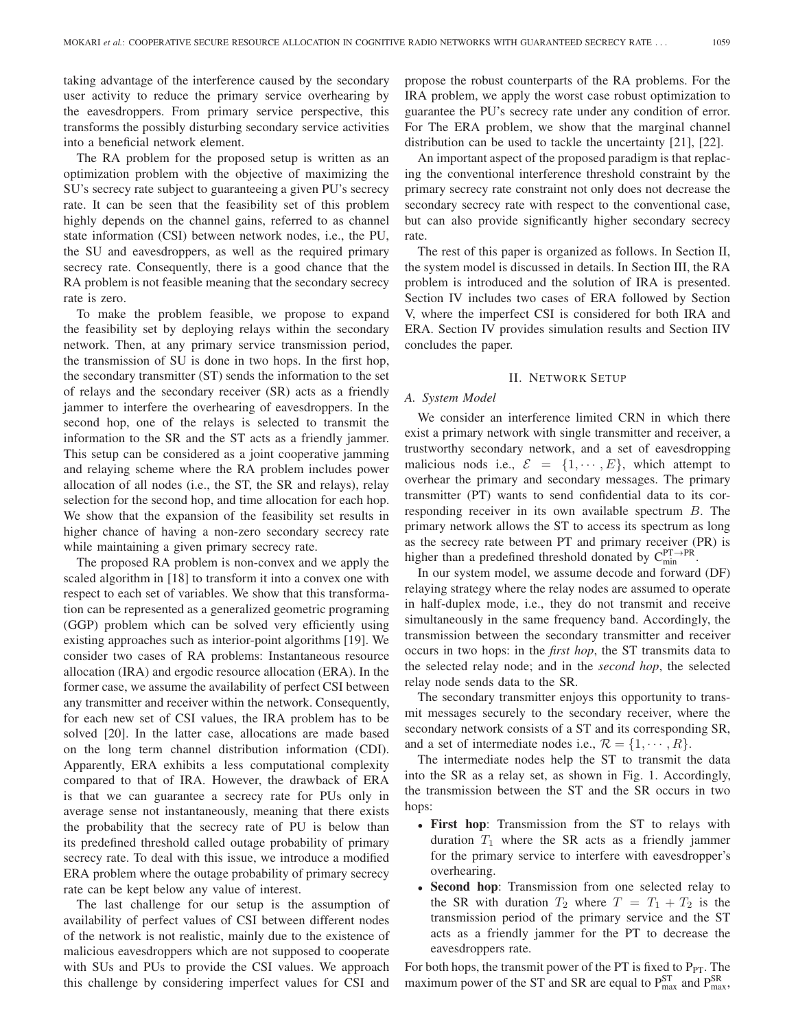taking advantage of the interference caused by the secondary user activity to reduce the primary service overhearing by the eavesdroppers. From primary service perspective, this transforms the possibly disturbing secondary service activities into a beneficial network element.

The RA problem for the proposed setup is written as an optimization problem with the objective of maximizing the SU's secrecy rate subject to guaranteeing a given PU's secrecy rate. It can be seen that the feasibility set of this problem highly depends on the channel gains, referred to as channel state information (CSI) between network nodes, i.e., the PU, the SU and eavesdroppers, as well as the required primary secrecy rate. Consequently, there is a good chance that the RA problem is not feasible meaning that the secondary secrecy rate is zero.

To make the problem feasible, we propose to expand the feasibility set by deploying relays within the secondary network. Then, at any primary service transmission period, the transmission of SU is done in two hops. In the first hop, the secondary transmitter (ST) sends the information to the set of relays and the secondary receiver (SR) acts as a friendly jammer to interfere the overhearing of eavesdroppers. In the second hop, one of the relays is selected to transmit the information to the SR and the ST acts as a friendly jammer. This setup can be considered as a joint cooperative jamming and relaying scheme where the RA problem includes power allocation of all nodes (i.e., the ST, the SR and relays), relay selection for the second hop, and time allocation for each hop. We show that the expansion of the feasibility set results in higher chance of having a non-zero secondary secrecy rate while maintaining a given primary secrecy rate.

The proposed RA problem is non-convex and we apply the scaled algorithm in [18] to transform it into a convex one with respect to each set of variables. We show that this transformation can be represented as a generalized geometric programing (GGP) problem which can be solved very efficiently using existing approaches such as interior-point algorithms [19]. We consider two cases of RA problems: Instantaneous resource allocation (IRA) and ergodic resource allocation (ERA). In the former case, we assume the availability of perfect CSI between any transmitter and receiver within the network. Consequently, for each new set of CSI values, the IRA problem has to be solved [20]. In the latter case, allocations are made based on the long term channel distribution information (CDI). Apparently, ERA exhibits a less computational complexity compared to that of IRA. However, the drawback of ERA is that we can guarantee a secrecy rate for PUs only in average sense not instantaneously, meaning that there exists the probability that the secrecy rate of PU is below than its predefined threshold called outage probability of primary secrecy rate. To deal with this issue, we introduce a modified ERA problem where the outage probability of primary secrecy rate can be kept below any value of interest.

The last challenge for our setup is the assumption of availability of perfect values of CSI between different nodes of the network is not realistic, mainly due to the existence of malicious eavesdroppers which are not supposed to cooperate with SUs and PUs to provide the CSI values. We approach this challenge by considering imperfect values for CSI and propose the robust counterparts of the RA problems. For the IRA problem, we apply the worst case robust optimization to guarantee the PU's secrecy rate under any condition of error. For The ERA problem, we show that the marginal channel distribution can be used to tackle the uncertainty [21], [22].

An important aspect of the proposed paradigm is that replacing the conventional interference threshold constraint by the primary secrecy rate constraint not only does not decrease the secondary secrecy rate with respect to the conventional case, but can also provide significantly higher secondary secrecy rate.

The rest of this paper is organized as follows. In Section II, the system model is discussed in details. In Section III, the RA problem is introduced and the solution of IRA is presented. Section IV includes two cases of ERA followed by Section V, where the imperfect CSI is considered for both IRA and ERA. Section IV provides simulation results and Section IIV concludes the paper.

## II. Network Setup

### A. System Model

We consider an interference limited CRN in which there exist a primary network with single transmitter and receiver, a trustworthy secondary network, and a set of eavesdropping malicious nods i.e., $\mathcal{E} = \{1, \cdots, E\}$, which attempt to overhear the primary and secondary messages. The primary transmitter (PT) wants to send confidential data to its corresponding receiver in its own available spectrum $B$. The primary network allows the ST to access its spectrum as long as the secrecy rate between PT and primary receiver (PR) is higher than a predefined threshold donated by $\mathrm{C}_{\min}^{\mathrm{PT}\to\mathrm{PR}}$.

In our system model, we assume decode and forward (DF) relaying strategy where the relay nodes are assumed to operate in half-duplex mode, i.e., they do not transmit and receive simultaneously in the same frequency band. Accordingly, the transmission between the secondary transmitter and receiver occurs in two hops: in the *first hop*, the ST transmits data to the selected relay node; and in the *second hop*, the selected relay node sends data to the SR.

The secondary transmitter enjoys this opportunity to transmit messages securely to the secondary receiver, where the secondary network consists of a ST and its corresponding SR, and a set of intermediate nodes i.e., $\mathcal{R} = \{1, \cdots, R\}$.

The intermediate nodes help the ST to transmit the data into the SR as a relay set, as shown in Fig. 1. Accordingly, the transmission between the ST and the SR occurs in two hops:

- **First hop**: Transmission from the ST to relays with duration $T_1$ where the SR acts as a friendly jammer for the primary service to interfere with eavesdropper's overhearing.
- **Second hop**: Transmission from one selected relay to the SR with duration $T_2$ where $T = T_1 + T_2$ is the transmission period of the primary service and the ST acts as a friendly jammer for the PT to decrease the eavesdroppers rate.

For both hops, the transmit power of the PT is fixed to $\mathrm{P}_{\mathrm{PT}}$. The maximum power of the ST and SR are equal to $\mathrm{P}_{\max}^{\mathrm{ST}}$ and $\mathrm{P}_{\max}^{\mathrm{SR}}$,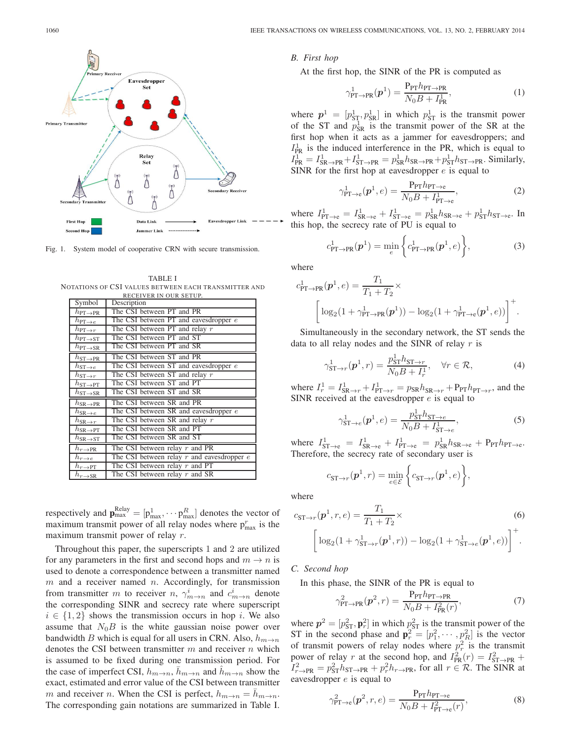Fig. 1. System model of cooperative CRN with secure transmission.

TABLE I
NOTATIONS OF CSI VALUES BETWEEN EACH TRANSMITTER AND RECEIVER IN OUR SETUP.

| Symbol | Description |
|---|---|
| $h_{\text{PT}\to\text{PR}}$ | The CSI between PT and PR |
| $h_{\text{PT}\to e}$ | The CSI between PT and eavesdropper $e$ |
| $h_{\text{PT}\to r}$ | The CSI between PT and relay $r$ |
| $h_{\text{PT}\to\text{ST}}$ | The CSI between PT and ST |
| $h_{\text{PT}\to\text{SR}}$ | The CSI between PT and SR |
| $h_{\text{ST}\to\text{PR}}$ | The CSI between ST and PR |
| $h_{\text{ST}\to e}$ | The CSI between ST and eavesdropper $e$ |
| $h_{\text{ST}\to r}$ | The CSI between ST and relay $r$ |
| $h_{\text{ST}\to\text{PT}}$ | The CSI between ST and PT |
| $h_{\text{ST}\to\text{SR}}$ | The CSI between ST and SR |
| $h_{\text{SR}\to\text{PR}}$ | The CSI between SR and PR |
| $h_{\text{SR}\to e}$ | The CSI between SR and eavesdropper $e$ |
| $h_{\text{SR}\to r}$ | The CSI between SR and relay $r$ |
| $h_{\text{SR}\to\text{PT}}$ | The CSI between SR and PT |
| $h_{\text{SR}\to\text{ST}}$ | The CSI between SR and ST |
| $h_{r\to\text{PR}}$ | The CSI between relay $r$ and PR |
| $h_{r\to e}$ | The CSI between relay $r$ and eavesdropper $e$ |
| $h_{r\to\text{PT}}$ | The CSI between relay $r$ and PT |
| $h_{r\to\text{SR}}$ | The CSI between relay $r$ and SR |

respectively and $\mathbf{p}_{\max}^{\text{Relay}} = [\text{p}_{\max}^1, \cdots \text{p}_{\max}^R]$ denotes the vector of maximum transmit power of all relay nodes where $\text{p}_{\max}^r$ is the maximum transmit power of relay $r$.

Throughout this paper, the superscripts 1 and 2 are utilized for any parameters in the first and second hops and $m \to n$ is used to denote a correspondence between a transmitter named $m$ and a receiver named $n$. Accordingly, for transmission from transmitter $m$ to receiver $n$, $\gamma_{m\to n}^i$ and $c_{m\to n}^i$ denote the corresponding SINR and secrecy rate where superscript $i \in \{1, 2\}$ shows the transmission occurs in hop $i$. We also assume that $N_0B$ is the white gaussian noise power over bandwidth $B$ which is equal for all users in CRN. Also, $h_{m\to n}$ denotes the CSI between transmitter $m$ and receiver $n$ which is assumed to be fixed during one transmission period. For the case of imperfect CSI, $h_{m\to n}$, $\bar{h}_{m\to n}$ and $\hat{h}_{m\to n}$ show the exact, estimated and error value of the CSI between transmitter $m$ and receiver $n$. When the CSI is perfect, $h_{m\to n} = \bar{h}_{m\to n}$. The corresponding gain notations are summarized in Table I.

### B. First hop

At the first hop, the SINR of the PR is computed as

$$\gamma_{\text{PT}\to\text{PR}}^1(\boldsymbol{p}^1) = \frac{\text{P}_{\text{PT}} h_{\text{PT}\to\text{PR}}}{N_0 B + I_{\text{PR}}^1}, \tag{1}$$

where $\boldsymbol{p}^1 = [p_{\text{ST}}^1, p_{\text{SR}}^1]$ in which $p_{\text{ST}}^1$ is the transmit power of the ST and $p_{\text{SR}}^1$ is the transmit power of the SR at the first hop when it acts as a jammer for eavesdroppers; and $I_{\text{PR}}^1$ is the induced interference in the PR, which is equal to $I_{\text{PR}}^1 = I_{\text{SR}\to\text{PR}}^1 + I_{\text{ST}\to\text{PR}}^1 = p_{\text{SR}}^1 h_{\text{SR}\to\text{PR}} + p_{\text{ST}}^1 h_{\text{ST}\to\text{PR}}$. Similarly, SINR for the first hop at eavesdropper $e$ is equal to

$$\gamma_{\text{PT}\to e}^1(\boldsymbol{p}^1, e) = \frac{\text{P}_{\text{PT}} h_{\text{PT}\to e}}{N_0 B + I_{\text{PT}\to e}^1}, \tag{2}$$

where $I_{\text{PT}\to e}^1 = I_{\text{SR}\to e}^1 + I_{\text{ST}\to e}^1 = p_{\text{SR}}^1 h_{\text{SR}\to e} + p_{\text{ST}}^1 h_{\text{ST}\to e}$. In this hop, the secrecy rate of PU is equal to

$$c_{\text{PT}\to\text{PR}}^1(\boldsymbol{p}^1) = \min_{e} \left\{ c_{\text{PT}\to\text{PR}}^1(\boldsymbol{p}^1, e) \right\}, \tag{3}$$

where

$$c_{\text{PT}\to\text{PR}}^1(\boldsymbol{p}^1, e) = \frac{T_1}{T_1 + T_2} \times \left[ \log_2(1 + \gamma_{\text{PT}\to\text{PR}}^1(\boldsymbol{p}^1)) - \log_2(1 + \gamma_{\text{PT}\to e}^1(\boldsymbol{p}^1, e)) \right]^+.$$

Simultaneously in the secondary network, the ST sends the data to all relay nodes and the SINR of relay $r$ is

$$\gamma_{\text{ST}\to r}^1(\boldsymbol{p}^1, r) = \frac{p_{\text{ST}}^1 h_{\text{ST}\to r}}{N_0 B + I_r^1}, \quad \forall r \in \mathcal{R}, \tag{4}$$

where $I_r^1 = I_{\text{SR}\to r}^1 + I_{\text{PT}\to r}^1 = p_{\text{SR}} h_{\text{SR}\to r} + \text{P}_{\text{PT}} h_{\text{PT}\to r}$, and the SINR received at the eavesdropper $e$ is equal to

$$\gamma_{\text{ST}\to e}^1(\boldsymbol{p}^1, e) = \frac{p_{\text{ST}}^1 h_{\text{ST}\to e}}{N_0 B + I_{\text{ST}\to e}^1}, \tag{5}$$

where $I_{\text{ST}\to e}^1 = I_{\text{SR}\to e}^1 + I_{\text{PT}\to e}^1 = p_{\text{SR}}^1 h_{\text{SR}\to e} + \text{P}_{\text{PT}} h_{\text{PT}\to e}$. Therefore, the secrecy rate of secondary user is

$$c_{\text{ST}\to r}(\boldsymbol{p}^1, r) = \min_{e \in \mathcal{E}} \left\{ c_{\text{ST}\to r}(\boldsymbol{p}^1, e) \right\},$$

where

$$c_{\text{ST}\to r}(\boldsymbol{p}^1, r, e) = \frac{T_1}{T_1 + T_2} \times \left[ \log_2(1 + \gamma_{\text{ST}\to r}^1(\boldsymbol{p}^1, r)) - \log_2(1 + \gamma_{\text{ST}\to e}^1(\boldsymbol{p}^1, e)) \right]^+. \tag{6}$$

### C. Second hop

In this phase, the SINR of the PR is equal to

$$\gamma_{\text{PT}\to\text{PR}}^2(\boldsymbol{p}^2, r) = \frac{\text{P}_{\text{PT}} h_{\text{PT}\to\text{PR}}}{N_0 B + I_{\text{PR}}^2(r)}, \tag{7}$$

where $\boldsymbol{p}^2 = [p_{\text{ST}}^2, \mathbf{p}_r^2]$ in which $p_{\text{ST}}^2$ is the transmit power of the ST in the second phase and $\mathbf{p}_r^2 = [p_1^2, \cdots, p_R^2]$ is the vector of transmit powers of relay nodes where $p_r^2$ is the transmit power of relay $r$ at the second hop, and $I_{\text{PR}}^2(r) = I_{\text{ST}\to\text{PR}}^2 + I_{r\to\text{PR}}^2 = p_{\text{ST}}^2 h_{\text{ST}\to\text{PR}} + p_r^2 h_{r\to\text{PR}}$, for all $r \in \mathcal{R}$. The SINR at eavesdropper $e$ is equal to

$$\gamma_{\text{PT}\to e}^2(\boldsymbol{p}^2, r, e) = \frac{\text{P}_{\text{PT}} h_{\text{PT}\to e}}{N_0 B + I_{\text{PT}\to e}^2(r)}, \tag{8}$$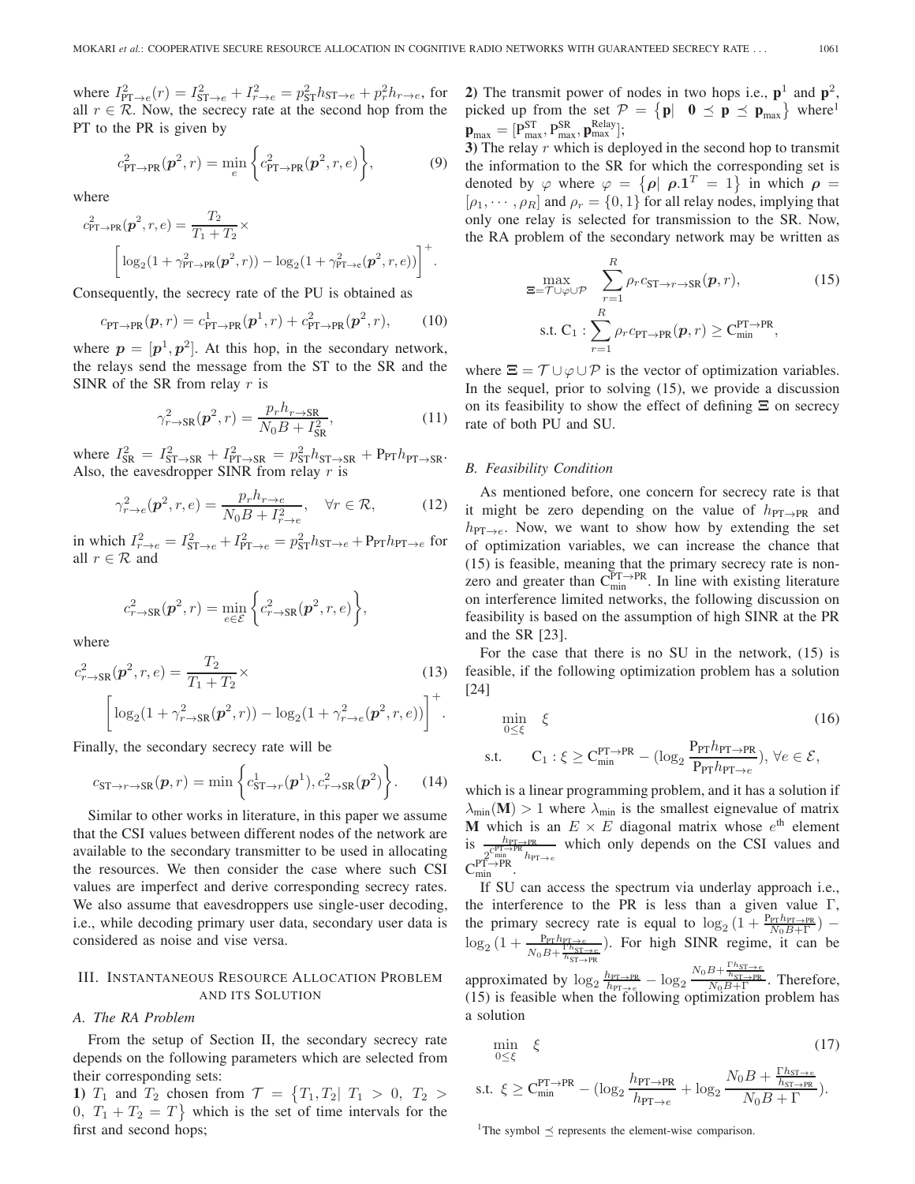where $I^2_{\text{PT}\to e}(r) = I^2_{\text{ST}\to e} + I^2_{r\to e} = p^2_{\text{ST}} h_{\text{ST}\to e} + p^2_r h_{r\to e}$, for all $r \in \mathcal{R}$. Now, the secrecy rate at the second hop from the PT to the PR is given by

$$c^2_{\text{PT}\to\text{PR}}(\boldsymbol{p}^2, r) = \min_e \bigg\{ c^2_{\text{PT}\to\text{PR}}(\boldsymbol{p}^2, r, e) \bigg\}, \tag{9}$$

where

$$c^2_{\text{PT}\to\text{PR}}(\boldsymbol{p}^2, r, e) = \frac{T_2}{T_1 + T_2} \times \bigg[ \log_2(1 + \gamma^2_{\text{PT}\to\text{PR}}(\boldsymbol{p}^2, r)) - \log_2(1 + \gamma^2_{\text{PT}\to e}(\boldsymbol{p}^2, r, e)) \bigg]^+.$$

Consequently, the secrecy rate of the PU is obtained as

$$c_{\text{PT}\to\text{PR}}(\boldsymbol{p}, r) = c^1_{\text{PT}\to\text{PR}}(\boldsymbol{p}^1, r) + c^2_{\text{PT}\to\text{PR}}(\boldsymbol{p}^2, r), \tag{10}$$

where $\boldsymbol{p} = [\boldsymbol{p}^1, \boldsymbol{p}^2]$. At this hop, in the secondary network, the relays send the message from the ST to the SR and the SINR of the SR from relay $r$ is

$$\gamma^2_{r\to\text{SR}}(\boldsymbol{p}^2, r) = \frac{p_r h_{r\to\text{SR}}}{N_0 B + I^2_{\text{SR}}}, \tag{11}$$

where $I^2_{\text{SR}} = I^2_{\text{ST}\to\text{SR}} + I^2_{\text{PT}\to\text{SR}} = p^2_{\text{ST}} h_{\text{ST}\to\text{SR}} + \text{P}_{\text{PT}} h_{\text{PT}\to\text{SR}}$. Also, the eavesdropper SINR from relay $r$ is

$$\gamma^2_{r\to e}(\boldsymbol{p}^2, r, e) = \frac{p_r h_{r\to e}}{N_0 B + I^2_{r\to e}}, \quad \forall r \in \mathcal{R}, \tag{12}$$

in which $I^2_{r\to e} = I^2_{\text{ST}\to e} + I^2_{\text{PT}\to e} = p^2_{\text{ST}} h_{\text{ST}\to e} + \text{P}_{\text{PT}} h_{\text{PT}\to e}$ for all $r \in \mathcal{R}$ and

$$c^2_{r\to\text{SR}}(\boldsymbol{p}^2, r) = \min_{e\in\mathcal{E}} \bigg\{ c^2_{r\to\text{SR}}(\boldsymbol{p}^2, r, e) \bigg\},$$

where

$$c^2_{r\to\text{SR}}(\boldsymbol{p}^2, r, e) = \frac{T_2}{T_1 + T_2} \times \bigg[ \log_2(1 + \gamma^2_{r\to\text{SR}}(\boldsymbol{p}^2, r)) - \log_2(1 + \gamma^2_{r\to e}(\boldsymbol{p}^2, r, e)) \bigg]^+. \tag{13}$$

Finally, the secondary secrecy rate will be

$$c_{\text{ST}\to r\to\text{SR}}(\boldsymbol{p}, r) = \min \bigg\{ c^1_{\text{ST}\to r}(\boldsymbol{p}^1), c^2_{r\to\text{SR}}(\boldsymbol{p}^2) \bigg\}. \tag{14}$$

Similar to other works in literature, in this paper we assume that the CSI values between different nodes of the network are available to the secondary transmitter to be used in allocating the resources. We then consider the case where such CSI values are imperfect and derive corresponding secrecy rates. We also assume that eavesdroppers use single-user decoding, i.e., while decoding primary user data, secondary user data is considered as noise and vise versa.

## III. Instantaneous Resource Allocation Problem and its Solution

### A. The RA Problem

From the setup of Section II, the secondary secrecy rate depends on the following parameters which are selected from their corresponding sets:

**1)** $T_1$ and $T_2$ chosen from $\mathcal{T} = \big\{T_1, T_2 | \ T_1 > 0, \ T_2 > 0, \ T_1 + T_2 = T\big\}$ which is the set of time intervals for the first and second hops;

**2)** The transmit power of nodes in two hops i.e., $\mathbf{p}^1$ and $\mathbf{p}^2$, picked up from the set $\mathcal{P} = \big\{\mathbf{p} | \ \ \mathbf{0} \preceq \mathbf{p} \preceq \mathbf{p}_{\max}\big\}$ where[1] $\mathbf{p}_{\max} = [\text{P}^{\text{ST}}_{\max}, \text{P}^{\text{SR}}_{\max}, \mathbf{p}^{\text{Relay}}_{\max}]$;

**3)** The relay $r$ which is deployed in the second hop to transmit the information to the SR for which the corresponding set is denoted by $\varphi$ where $\varphi = \big\{\boldsymbol{\rho} | \ \boldsymbol{\rho}.\mathbf{1}^T = 1\big\}$ in which $\boldsymbol{\rho} = [\rho_1, \cdots, \rho_R]$ and $\rho_r = \{0, 1\}$ for all relay nodes, implying that only one relay is selected for transmission to the SR. Now, the RA problem of the secondary network may be written as

$$\max_{\Xi = \mathcal{T}\cup\varphi\cup\mathcal{P}} \sum_{r=1}^{R} \rho_r c_{\text{ST}\to r\to\text{SR}}(\boldsymbol{p}, r), \tag{15}$$
$$\text{s.t. C}_1 : \sum_{r=1}^{R} \rho_r c_{\text{PT}\to\text{PR}}(\boldsymbol{p}, r) \geq \text{C}^{\text{PT}\to\text{PR}}_{\min},$$

where $\Xi = \mathcal{T} \cup \varphi \cup \mathcal{P}$ is the vector of optimization variables. In the sequel, prior to solving (15), we provide a discussion on its feasibility to show the effect of defining $\Xi$ on secrecy rate of both PU and SU.

### B. Feasibility Condition

As mentioned before, one concern for secrecy rate is that it might be zero depending on the value of $h_{\text{PT}\to\text{PR}}$ and $h_{\text{PT}\to e}$. Now, we want to show how by extending the set of optimization variables, we can increase the chance that (15) is feasible, meaning that the primary secrecy rate is nonzero and greater than $\text{C}^{\text{PT}\to\text{PR}}_{\min}$. In line with existing literature on interference limited networks, the following discussion on feasibility is based on the assumption of high SINR at the PR and the SR [23].

For the case that there is no SU in the network, (15) is feasible, if the following optimization problem has a solution [24]

$$\min_{0\leq\xi} \quad \xi \tag{16}$$
$$\text{s.t.} \qquad \text{C}_1 : \xi \geq \text{C}^{\text{PT}\to\text{PR}}_{\min} - (\log_2 \frac{\text{P}_{\text{PT}} h_{\text{PT}\to\text{PR}}}{\text{P}_{\text{PT}} h_{\text{PT}\to e}}), \ \forall e \in \mathcal{E},$$

which is a linear programming problem, and it has a solution if $\lambda_{\min}(\mathbf{M}) > 1$ where $\lambda_{\min}$ is the smallest eignevalue of matrix $\mathbf{M}$ which is an $E \times E$ diagonal matrix whose $e^{\text{th}}$ element is $\frac{h_{\text{PT}\to\text{PR}}}{2^{\text{C}^{\text{PT}\to\text{PR}}_{\min}} h_{\text{PT}\to e}}$ which only depends on the CSI values and $\text{C}^{\text{PT}\to\text{PR}}_{\min}$.

If SU can access the spectrum via underlay approach i.e., the interference to the PR is less than a given value $\Gamma$, the primary secrecy rate is equal to $\log_2(1 + \frac{\text{P}_{\text{PT}} h_{\text{PT}\to\text{PR}}}{N_0 B + \Gamma}) - \log_2(1 + \frac{\text{P}_{\text{PT}} h_{\text{PT}\to e}}{N_0 B + \frac{\Gamma h_{\text{ST}\to e}}{h_{\text{ST}\to\text{PR}}}})$. For high SINR regime, it can be approximated by $\log_2 \frac{h_{\text{PT}\to\text{PR}}}{h_{\text{PT}\to e}} - \log_2 \frac{N_0 B + \frac{\Gamma h_{\text{ST}\to e}}{h_{\text{ST}\to\text{PR}}}}{N_0 B + \Gamma}$. Therefore, (15) is feasible when the following optimization problem has a solution

$$\min_{0\leq\xi} \quad \xi \tag{17}$$
$$\text{s.t.} \ \ \xi \geq \text{C}^{\text{PT}\to\text{PR}}_{\min} - (\log_2 \frac{h_{\text{PT}\to\text{PR}}}{h_{\text{PT}\to e}} + \log_2 \frac{N_0 B + \frac{\Gamma h_{\text{ST}\to e}}{h_{\text{ST}\to\text{PR}}}}{N_0 B + \Gamma}).$$

[1] The symbol $\preceq$ represents the element-wise comparison.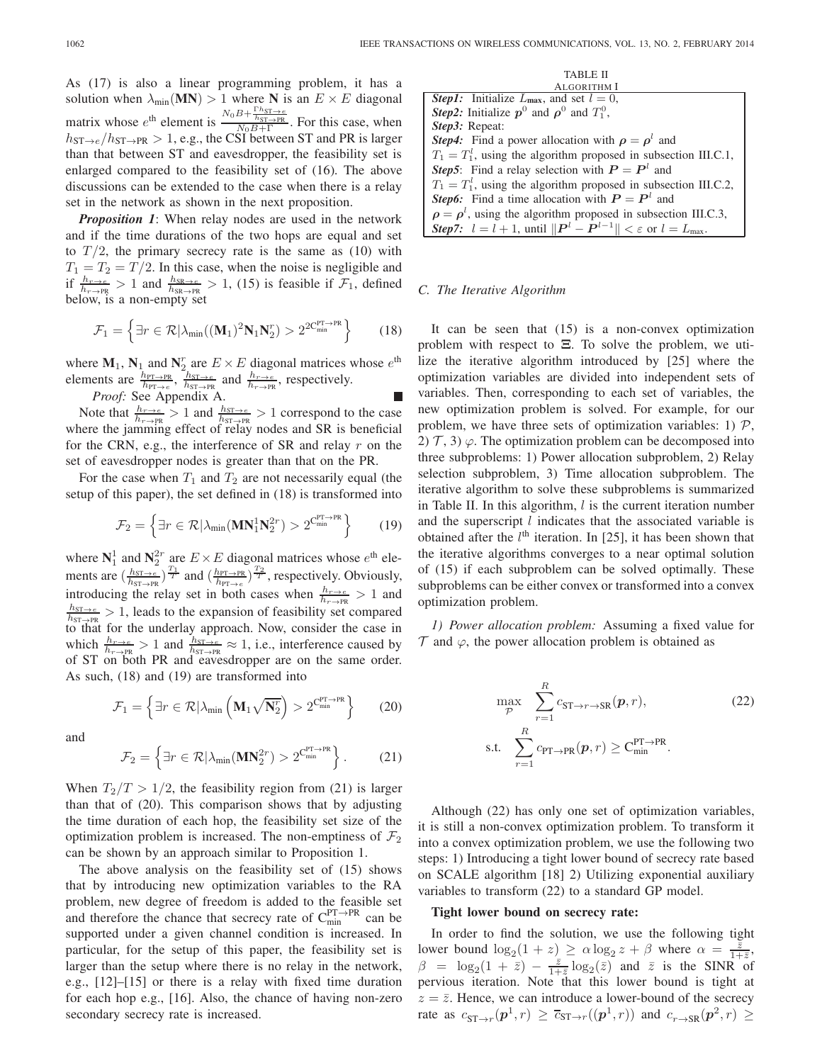As (17) is also a linear programming problem, it has a solution when $\lambda_{\min}(\mathbf{MN}) > 1$ where $\mathbf{N}$ is an $E \times E$ diagonal matrix whose $e^{\text{th}}$ element is $\frac{N_0 B + \frac{\Gamma h_{\text{ST}\rightarrow e}}{h_{\text{ST}\rightarrow \text{PR}}}}{N_0 B + \Gamma}$. For this case, when $h_{\text{ST}\rightarrow e}/h_{\text{ST}\rightarrow \text{PR}} > 1$, e.g., the CSI between ST and PR is larger than that between ST and eavesdropper, the feasibility set is enlarged compared to the feasibility set of (16). The above discussions can be extended to the case when there is a relay set in the network as shown in the next proposition.

***Proposition 1***: When relay nodes are used in the network and if the time durations of the two hops are equal and set to $T/2$, the primary secrecy rate is the same as (10) with $T_1 = T_2 = T/2$. In this case, when the noise is negligible and if $\frac{h_{r\rightarrow e}}{h_{r\rightarrow \text{PR}}} > 1$ and $\frac{h_{\text{SR}\rightarrow e}}{h_{\text{SR}\rightarrow \text{PR}}} > 1$, (15) is feasible if $\mathcal{F}_1$, defined below, is a non-empty set

$$\mathcal{F}_1 = \left\{ \exists r \in \mathcal{R} | \lambda_{\min}((\mathbf{M}_1)^2 \mathbf{N}_1 \mathbf{N}_2^r) > 2^{2\mathrm{C}_{\min}^{\text{PT}\rightarrow\text{PR}}} \right\} \qquad (18)$$

where $\mathbf{M}_1$, $\mathbf{N}_1$ and $\mathbf{N}_2^r$ are $E \times E$ diagonal matrices whose $e^{\text{th}}$ elements are $\frac{h_{\text{PT}\rightarrow \text{PR}}}{h_{\text{PT}\rightarrow e}}$, $\frac{h_{\text{ST}\rightarrow e}}{h_{\text{ST}\rightarrow \text{PR}}}$ and $\frac{h_{r\rightarrow e}}{h_{r\rightarrow \text{PR}}}$, respectively.

*Proof:* See Appendix A. ∎

Note that $\frac{h_{r\rightarrow e}}{h_{r\rightarrow \text{PR}}} > 1$ and $\frac{h_{\text{ST}\rightarrow e}}{h_{\text{ST}\rightarrow \text{PR}}} > 1$ correspond to the case where the jamming effect of relay nodes and SR is beneficial for the CRN, e.g., the interference of SR and relay $r$ on the set of eavesdropper nodes is greater than that on the PR.

For the case when $T_1$ and $T_2$ are not necessarily equal (the setup of this paper), the set defined in (18) is transformed into

$$\mathcal{F}_2 = \left\{ \exists r \in \mathcal{R} | \lambda_{\min}(\mathbf{M}\mathbf{N}_1^1 \mathbf{N}_2^{2r}) > 2^{\mathrm{C}_{\min}^{\text{PT}\rightarrow\text{PR}}} \right\} \qquad (19)$$

where $\mathbf{N}_1^1$ and $\mathbf{N}_2^{2r}$ are $E \times E$ diagonal matrices whose $e^{\text{th}}$ elements are $(\frac{h_{\text{ST}\rightarrow e}}{h_{\text{ST}\rightarrow \text{PR}}})^{\frac{T_1}{T}}$ and $(\frac{h_{\text{PT}\rightarrow \text{PR}}}{h_{\text{PT}\rightarrow e}})^{\frac{T_2}{T}}$, respectively. Obviously, introducing the relay set in both cases when $\frac{h_{r\rightarrow e}}{h_{r\rightarrow \text{PR}}} > 1$ and $\frac{h_{\text{ST}\rightarrow e}}{h_{\text{ST}\rightarrow \text{PR}}} > 1$, leads to the expansion of feasibility set compared to that for the underlay approach. Now, consider the case in which $\frac{h_{r\rightarrow e}}{h_{r\rightarrow \text{PR}}} > 1$ and $\frac{h_{\text{ST}\rightarrow e}}{h_{\text{ST}\rightarrow \text{PR}}} \approx 1$, i.e., interference caused by of ST on both PR and eavesdropper are on the same order. As such, (18) and (19) are transformed into

$$\mathcal{F}_1 = \left\{ \exists r \in \mathcal{R} | \lambda_{\min} \left( \mathbf{M}_1 \sqrt{\mathbf{N}_2^r} \right) > 2^{\mathrm{C}_{\min}^{\text{PT}\rightarrow\text{PR}}} \right\} \qquad (20)$$

and

$$\mathcal{F}_2 = \left\{ \exists r \in \mathcal{R} | \lambda_{\min}(\mathbf{M}\mathbf{N}_2^{2r}) > 2^{\mathrm{C}_{\min}^{\text{PT}\rightarrow\text{PR}}} \right\}. \qquad (21)$$

When $T_2/T > 1/2$, the feasibility region from (21) is larger than that of (20). This comparison shows that by adjusting the time duration of each hop, the feasibility set size of the optimization problem is increased. The non-emptiness of $\mathcal{F}_2$ can be shown by an approach similar to Proposition 1.

The above analysis on the feasibility set of (15) shows that by introducing new optimization variables to the RA problem, new degree of freedom is added to the feasible set and therefore the chance that secrecy rate of $\mathrm{C}_{\min}^{\text{PT}\rightarrow\text{PR}}$ can be supported under a given channel condition is increased. In particular, for the setup of this paper, the feasibility set is larger than the setup where there is no relay in the network, e.g., [12]–[15] or there is a relay with fixed time duration for each hop e.g., [16]. Also, the chance of having non-zero secondary secrecy rate is increased.

TABLE II
ALGORITHM I

| |
|---|
| ***Step1:*** Initialize $L_{\max}$, and set $l = 0$, |
| ***Step2:*** Initialize $\boldsymbol{p}^0$ and $\boldsymbol{\rho}^0$ and $T_1^0$, |
| ***Step3:*** Repeat: |
| ***Step4:*** Find a power allocation with $\boldsymbol{\rho} = \boldsymbol{\rho}^l$ and $T_1 = T_1^l$, using the algorithm proposed in subsection III.C.1, |
| ***Step5***: Find a relay selection with $\boldsymbol{P} = \boldsymbol{P}^l$ and $T_1 = T_1^l$, using the algorithm proposed in subsection III.C.2, |
| ***Step6:*** Find a time allocation with $\boldsymbol{P} = \boldsymbol{P}^l$ and $\boldsymbol{\rho} = \boldsymbol{\rho}^l$, using the algorithm proposed in subsection III.C.3, |
| ***Step7:*** $l = l + 1$, until $\|\boldsymbol{P}^l - \boldsymbol{P}^{l-1}\| < \varepsilon$ or $l = L_{\max}$. |

### C. The Iterative Algorithm

It can be seen that (15) is a non-convex optimization problem with respect to $\Xi$. To solve the problem, we utilize the iterative algorithm introduced by [25] where the optimization variables are divided into independent sets of variables. Then, corresponding to each set of variables, the new optimization problem is solved. For example, for our problem, we have three sets of optimization variables: 1) $\mathcal{P}$, 2) $\mathcal{T}$, 3) $\varphi$. The optimization problem can be decomposed into three subproblems: 1) Power allocation subproblem, 2) Relay selection subproblem, 3) Time allocation subproblem. The iterative algorithm to solve these subproblems is summarized in Table II. In this algorithm, $l$ is the current iteration number and the superscript $l$ indicates that the associated variable is obtained after the $l^{\text{th}}$ iteration. In [25], it has been shown that the iterative algorithms converges to a near optimal solution of (15) if each subproblem can be solved optimally. These subproblems can be either convex or transformed into a convex optimization problem.

*1) Power allocation problem:* Assuming a fixed value for $\mathcal{T}$ and $\varphi$, the power allocation problem is obtained as

$$\max_{\mathcal{P}} \quad \sum_{r=1}^{R} c_{\text{ST}\rightarrow r\rightarrow \text{SR}}(\boldsymbol{p}, r), \qquad (22)$$
$$\text{s.t.} \quad \sum_{r=1}^{R} c_{\text{PT}\rightarrow \text{PR}}(\boldsymbol{p}, r) \geq \mathrm{C}_{\min}^{\text{PT}\rightarrow\text{PR}}.$$

Although (22) has only one set of optimization variables, it is still a non-convex optimization problem. To transform it into a convex optimization problem, we use the following two steps: 1) Introducing a tight lower bound of secrecy rate based on SCALE algorithm [18] 2) Utilizing exponential auxiliary variables to transform (22) to a standard GP model.

**Tight lower bound on secrecy rate:**

In order to find the solution, we use the following tight lower bound $\log_2(1 + z) \geq \alpha \log_2 z + \beta$ where $\alpha = \frac{\bar{z}}{1+\bar{z}}$, $\beta = \log_2(1 + \bar{z}) - \frac{\bar{z}}{1+\bar{z}} \log_2(\bar{z})$ and $\bar{z}$ is the SINR of pervious iteration. Note that this lower bound is tight at $z = \bar{z}$. Hence, we can introduce a lower-bound of the secrecy rate as $c_{\text{ST}\rightarrow r}(\boldsymbol{p}^1, r) \geq \bar{c}_{\text{ST}\rightarrow r}((\boldsymbol{p}^1, r))$ and $c_{r\rightarrow \text{SR}}(\boldsymbol{p}^2, r) \geq$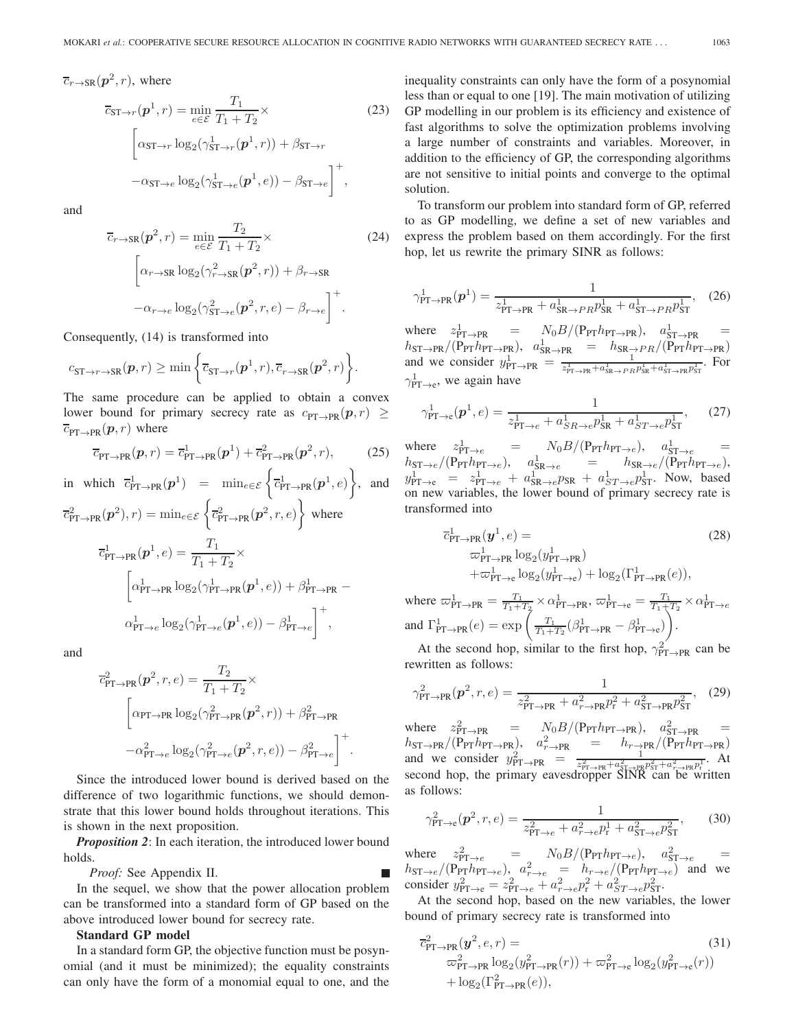$\overline{c}_{r\to \text{SR}}(\boldsymbol{p}^2, r)$, where

$$\overline{c}_{\text{ST}\to r}(\boldsymbol{p}^1, r) = \min_{e\in\mathcal{E}} \frac{T_1}{T_1+T_2}\times \left[\alpha_{\text{ST}\to r}\log_2(\gamma^1_{\text{ST}\to r}(\boldsymbol{p}^1, r)) + \beta_{\text{ST}\to r} - \alpha_{\text{ST}\to e}\log_2(\gamma^1_{\text{ST}\to e}(\boldsymbol{p}^1, e)) - \beta_{\text{ST}\to e}\right]^+, \tag{23}$$

and

$$\overline{c}_{r\to \text{SR}}(\boldsymbol{p}^2, r) = \min_{e\in\mathcal{E}} \frac{T_2}{T_1+T_2}\times \left[\alpha_{r\to \text{SR}}\log_2(\gamma^2_{r\to \text{SR}}(\boldsymbol{p}^2, r)) + \beta_{r\to \text{SR}} - \alpha_{r\to e}\log_2(\gamma^2_{\text{ST}\to e}(\boldsymbol{p}^2, r, e) - \beta_{r\to e}\right]^+. \tag{24}$$

Consequently, (14) is transformed into

$$c_{\text{ST}\to r\to \text{SR}}(\boldsymbol{p}, r) \geq \min\left\{\overline{c}_{\text{ST}\to r}(\boldsymbol{p}^1, r), \overline{c}_{r\to \text{SR}}(\boldsymbol{p}^2, r)\right\}.$$

The same procedure can be applied to obtain a convex lower bound for primary secrecy rate as $c_{\text{PT}\to \text{PR}}(\boldsymbol{p}, r) \geq \overline{c}_{\text{PT}\to \text{PR}}(\boldsymbol{p}, r)$ where

$$\overline{c}_{\text{PT}\to \text{PR}}(\boldsymbol{p}, r) = \overline{c}^1_{\text{PT}\to \text{PR}}(\boldsymbol{p}^1) + \overline{c}^2_{\text{PT}\to \text{PR}}(\boldsymbol{p}^2, r), \tag{25}$$

in which $\overline{c}^1_{\text{PT}\to \text{PR}}(\boldsymbol{p}^1) = \min_{e\in\mathcal{E}}\left\{\overline{c}^1_{\text{PT}\to \text{PR}}(\boldsymbol{p}^1, e)\right\}$, and $\overline{c}^2_{\text{PT}\to \text{PR}}(\boldsymbol{p}^2), r) = \min_{e\in\mathcal{E}}\left\{\overline{c}^2_{\text{PT}\to \text{PR}}(\boldsymbol{p}^2, r, e)\right\}$ where

$$\overline{c}^1_{\text{PT}\to \text{PR}}(\boldsymbol{p}^1, e) = \frac{T_1}{T_1+T_2}\times \left[\alpha^1_{\text{PT}\to \text{PR}}\log_2(\gamma^1_{\text{PT}\to \text{PR}}(\boldsymbol{p}^1, e)) + \beta^1_{\text{PT}\to \text{PR}} - \alpha^1_{\text{PT}\to e}\log_2(\gamma^1_{\text{PT}\to e}(\boldsymbol{p}^1, e)) - \beta^1_{\text{PT}\to e}\right]^+,$$

and

$$\overline{c}^2_{\text{PT}\to \text{PR}}(\boldsymbol{p}^2, r, e) = \frac{T_2}{T_1+T_2}\times \left[\alpha_{\text{PT}\to \text{PR}}\log_2(\gamma^2_{\text{PT}\to \text{PR}}(\boldsymbol{p}^2, r)) + \beta^2_{\text{PT}\to \text{PR}} - \alpha^2_{\text{PT}\to e}\log_2(\gamma^2_{\text{PT}\to e}(\boldsymbol{p}^2, r, e)) - \beta^2_{\text{PT}\to e}\right]^+.$$

Since the introduced lower bound is derived based on the difference of two logarithmic functions, we should demonstrate that this lower bound holds throughout iterations. This is shown in the next proposition.

***Proposition 2***: In each iteration, the introduced lower bound holds.

*Proof:* See Appendix II. ■

In the sequel, we show that the power allocation problem can be transformed into a standard form of GP based on the above introduced lower bound for secrecy rate.

**Standard GP model**

In a standard form GP, the objective function must be posynomial (and it must be minimized); the equality constraints can only have the form of a monomial equal to one, and the inequality constraints can only have the form of a posynomial less than or equal to one [19]. The main motivation of utilizing GP modelling in our problem is its efficiency and existence of fast algorithms to solve the optimization problems involving a large number of constraints and variables. Moreover, in addition to the efficiency of GP, the corresponding algorithms are not sensitive to initial points and converge to the optimal solution.

To transform our problem into standard form of GP, referred to as GP modelling, we define a set of new variables and express the problem based on them accordingly. For the first hop, let us rewrite the primary SINR as follows:

$$\gamma^1_{\text{PT}\to \text{PR}}(\boldsymbol{p}^1) = \frac{1}{z^1_{\text{PT}\to \text{PR}} + a^1_{\text{SR}\to PR}p^1_{\text{SR}} + a^1_{\text{ST}\to PR}p^1_{\text{ST}}}, \tag{26}$$

where $z^1_{\text{PT}\to \text{PR}} = N_0B/(\text{P}_{\text{PT}}h_{\text{PT}\to \text{PR}})$, $a^1_{\text{ST}\to \text{PR}} = h_{\text{ST}\to \text{PR}}/(\text{P}_{\text{PT}}h_{\text{PT}\to \text{PR}})$, $a^1_{\text{SR}\to \text{PR}} = h_{\text{SR}\to PR}/(\text{P}_{\text{PT}}h_{\text{PT}\to \text{PR}})$ and we consider $y^1_{\text{PT}\to \text{PR}} = \frac{1}{z^1_{\text{PT}\to \text{PR}} + a^1_{\text{SR}\to PR}p^1_{\text{SR}} + a^1_{\text{ST}\to \text{PR}}p^1_{\text{ST}}}$. For $\gamma^1_{\text{PT}\to \text{e}}$, we again have

$$\gamma^1_{\text{PT}\to \text{e}}(\boldsymbol{p}^1, e) = \frac{1}{z^1_{\text{PT}\to e} + a^1_{SR\to e}p^1_{\text{SR}} + a^1_{ST\to e}p^1_{\text{ST}}}, \tag{27}$$

where $z^1_{\text{PT}\to e} = N_0B/(\text{P}_{\text{PT}}h_{\text{PT}\to e})$, $a^1_{\text{ST}\to e} = h_{\text{ST}\to e}/(\text{P}_{\text{PT}}h_{\text{PT}\to e})$, $a^1_{\text{SR}\to e} = h_{\text{SR}\to e}/(\text{P}_{\text{PT}}h_{\text{PT}\to e})$, $y^1_{\text{PT}\to \text{e}} = z^1_{\text{PT}\to e} + a^1_{\text{SR}\to e}p_{\text{SR}} + a^1_{ST\to e}p^1_{\text{ST}}$. Now, based on new variables, the lower bound of primary secrecy rate is transformed into

$$\overline{c}^1_{\text{PT}\to \text{PR}}(\boldsymbol{y}^1, e) = \varpi^1_{\text{PT}\to \text{PR}}\log_2(y^1_{\text{PT}\to \text{PR}}) + \varpi^1_{\text{PT}\to \text{e}}\log_2(y^1_{\text{PT}\to \text{e}}) + \log_2(\Gamma^1_{\text{PT}\to \text{PR}}(e)), \tag{28}$$

where $\varpi^1_{\text{PT}\to \text{PR}} = \frac{T_1}{T_1+T_2}\times\alpha^1_{\text{PT}\to \text{PR}}$, $\varpi^1_{\text{PT}\to \text{e}} = \frac{T_1}{T_1+T_2}\times\alpha^1_{\text{PT}\to e}$ and $\Gamma^1_{\text{PT}\to \text{PR}}(e) = \exp\left(\frac{T_1}{T_1+T_2}(\beta^1_{\text{PT}\to \text{PR}} - \beta^1_{\text{PT}\to \text{e}})\right)$.

At the second hop, similar to the first hop, $\gamma^2_{\text{PT}\to \text{PR}}$ can be rewritten as follows:

$$\gamma^2_{\text{PT}\to \text{PR}}(\boldsymbol{p}^2, r, e) = \frac{1}{z^2_{\text{PT}\to \text{PR}} + a^2_{r\to \text{PR}}p^2_{\text{r}} + a^2_{\text{ST}\to \text{PR}}p^2_{\text{ST}}}, \tag{29}$$

where $z^2_{\text{PT}\to \text{PR}} = N_0B/(\text{P}_{\text{PT}}h_{\text{PT}\to \text{PR}})$, $a^2_{\text{ST}\to \text{PR}} = h_{\text{ST}\to \text{PR}}/(\text{P}_{\text{PT}}h_{\text{PT}\to \text{PR}})$, $a^2_{r\to \text{PR}} = h_{r\to PR}/(\text{P}_{\text{PT}}h_{\text{PT}\to \text{PR}})$ and we consider $y^2_{\text{PT}\to \text{PR}} = \frac{1}{z^2_{\text{PT}\to \text{PR}} + a^2_{\text{ST}\to \text{PR}}p^2_{\text{ST}} + a^2_{r\to \text{PR}}p_{\text{r}}}$. At second hop, the primary eavesdropper SINR can be written as follows:

$$\gamma^2_{\text{PT}\to \text{e}}(\boldsymbol{p}^2, r, e) = \frac{1}{z^2_{\text{PT}\to e} + a^2_{r\to e}p^1_{\text{r}} + a^2_{\text{ST}\to e}p^2_{\text{ST}}}, \tag{30}$$

where $z^2_{\text{PT}\to e} = N_0B/(\text{P}_{\text{PT}}h_{\text{PT}\to e})$, $a^2_{\text{ST}\to e} = h_{\text{ST}\to e}/(\text{P}_{\text{PT}}h_{\text{PT}\to e})$, $a^2_{r\to e} = h_{r\to e}/(\text{P}_{\text{PT}}h_{\text{PT}\to e})$ and we consider $y^2_{\text{PT}\to \text{e}} = z^2_{\text{PT}\to e} + a^2_{r\to e}p^2_{\text{r}} + a^2_{ST\to e}p^2_{\text{ST}}$.

At the second hop, based on the new variables, the lower bound of primary secrecy rate is transformed into

$$\overline{c}^2_{\text{PT}\to \text{PR}}(\boldsymbol{y}^2, e, r) = \varpi^2_{\text{PT}\to \text{PR}}\log_2(y^2_{\text{PT}\to \text{PR}}(r)) + \varpi^2_{\text{PT}\to \text{e}}\log_2(y^2_{\text{PT}\to \text{e}}(r)) + \log_2(\Gamma^2_{\text{PT}\to \text{PR}}(e)), \tag{31}$$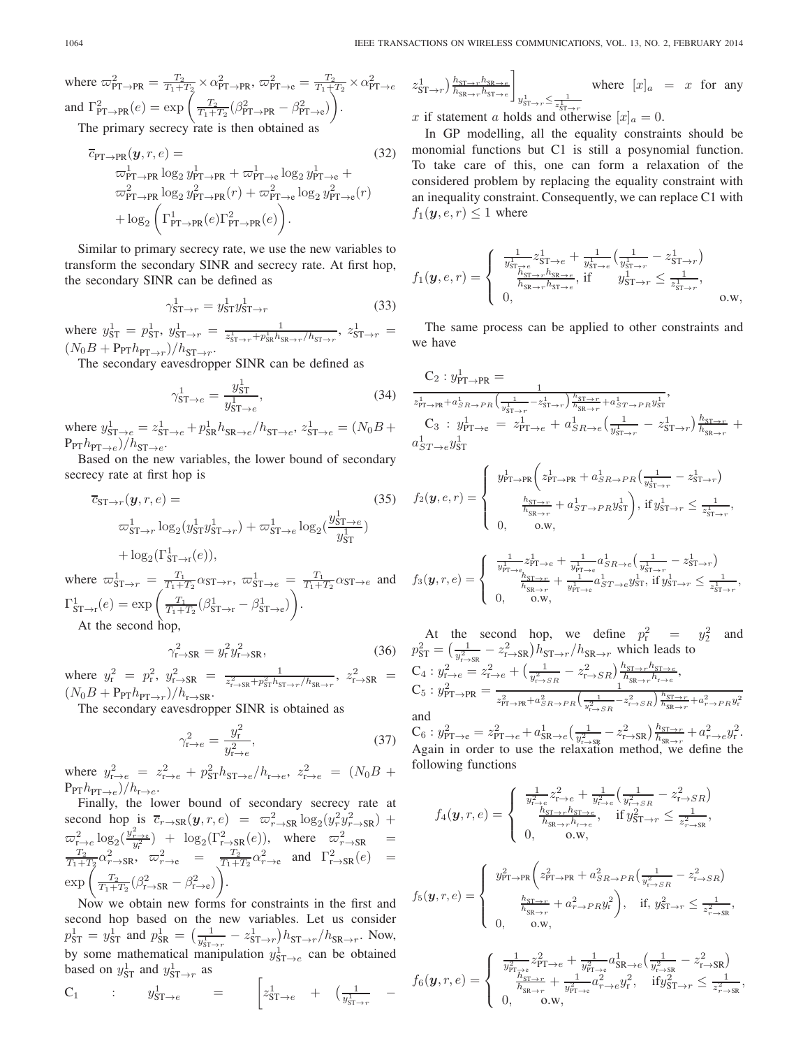where $\varpi^2_{\text{PT}\to\text{PR}} = \frac{T_2}{T_1+T_2} \times \alpha^2_{\text{PT}\to\text{PR}}$, $\varpi^2_{\text{PT}\to e} = \frac{T_2}{T_1+T_2} \times \alpha^2_{\text{PT}\to e}$ and $\Gamma^2_{\text{PT}\to\text{PR}}(e) = \exp\left(\frac{T_2}{T_1+T_2}(\beta^2_{\text{PT}\to\text{PR}} - \beta^2_{\text{PT}\to e})\right)$.

The primary secrecy rate is then obtained as

$$
\begin{aligned}
\overline{c}_{\text{PT}\to\text{PR}}(\boldsymbol{y}, r, e) = & \\
& \varpi^1_{\text{PT}\to\text{PR}} \log_2 y^1_{\text{PT}\to\text{PR}} + \varpi^1_{\text{PT}\to e} \log_2 y^1_{\text{PT}\to e} + \\
& \varpi^2_{\text{PT}\to\text{PR}} \log_2 y^2_{\text{PT}\to\text{PR}}(r) + \varpi^2_{\text{PT}\to e} \log_2 y^2_{\text{PT}\to e}(r) \\
& + \log_2\left(\Gamma^1_{\text{PT}\to\text{PR}}(e)\Gamma^2_{\text{PT}\to\text{PR}}(e)\right).
\end{aligned} \tag{32}
$$

Similar to primary secrecy rate, we use the new variables to transform the secondary SINR and secrecy rate. At first hop, the secondary SINR can be defined as

$$
\gamma^1_{\text{ST}\to r} = y^1_{\text{ST}} y^1_{\text{ST}\to r} \tag{33}
$$

where $y^1_{\text{ST}} = p^1_{\text{ST}}$, $y^1_{\text{ST}\to r} = \frac{1}{z^1_{\text{ST}\to r} + p^1_{\text{SR}} h_{\text{SR}\to r}/h_{\text{ST}\to r}}$, $z^1_{\text{ST}\to r} = (N_0 B + \text{P}_{\text{PT}} h_{\text{PT}\to r})/h_{\text{ST}\to r}$.

The secondary eavesdropper SINR can be defined as

$$
\gamma^1_{\text{ST}\to e} = \frac{y^1_{\text{ST}}}{y^1_{\text{ST}\to e}}, \tag{34}
$$

where $y^1_{\text{ST}\to e} = z^1_{\text{ST}\to e} + p^1_{\text{SR}} h_{\text{SR}\to e}/h_{\text{ST}\to e}$, $z^1_{\text{ST}\to e} = (N_0 B + \text{P}_{\text{PT}} h_{\text{PT}\to e})/h_{\text{ST}\to e}$.

Based on the new variables, the lower bound of secondary secrecy rate at first hop is

$$
\begin{aligned}
\overline{c}_{\text{ST}\to r}(\boldsymbol{y}, r, e) = & \\
& \varpi^1_{\text{ST}\to r} \log_2(y^1_{\text{ST}} y^1_{\text{ST}\to r}) + \varpi^1_{\text{ST}\to e} \log_2\left(\frac{y^1_{\text{ST}\to e}}{y^1_{\text{ST}}}\right) \\
& + \log_2(\Gamma^1_{\text{ST}\to \text{r}}(e)),
\end{aligned} \tag{35}
$$

where $\varpi^1_{\text{ST}\to r} = \frac{T_1}{T_1+T_2}\alpha_{\text{ST}\to r}$, $\varpi^1_{\text{ST}\to e} = \frac{T_1}{T_1+T_2}\alpha_{\text{ST}\to e}$ and $\Gamma^1_{\text{ST}\to\text{r}}(e) = \exp\left(\frac{T_1}{T_1+T_2}(\beta^1_{\text{ST}\to\text{r}} - \beta^1_{\text{ST}\to\text{e}})\right)$.

At the second hop,

$$
\gamma^2_{\text{r}\to\text{SR}} = y^2_{\text{r}} y^2_{\text{r}\to\text{SR}}, \tag{36}
$$

where $y^2_{\text{r}} = p^2_{\text{r}}$, $y^2_{\text{r}\to\text{SR}} = \frac{1}{z^2_{\text{r}\to\text{SR}} + p^2_{\text{ST}} h_{\text{ST}\to r}/h_{\text{SR}\to r}}$, $z^2_{\text{r}\to\text{SR}} = (N_0 B + \text{P}_{\text{PT}} h_{\text{PT}\to r})/h_{\text{r}\to\text{SR}}$.

The secondary eavesdropper SINR is obtained as

$$
\gamma^2_{\text{r}\to e} = \frac{y^2_{\text{r}}}{y^2_{\text{r}\to e}}, \tag{37}
$$

where $y^2_{\text{r}\to e} = z^2_{\text{r}\to e} + p^2_{\text{ST}} h_{\text{ST}\to e}/h_{\text{r}\to e}$, $z^2_{\text{r}\to e} = (N_0 B + \text{P}_{\text{PT}} h_{\text{PT}\to e})/h_{\text{r}\to e}$.

Finally, the lower bound of secondary secrecy rate at second hop is $\overline{c}_{r\to\text{SR}}(\boldsymbol{y}, r, e) = \varpi^2_{r\to\text{SR}} \log_2(y^2_r y^2_{r\to\text{SR}}) + \varpi^2_{r\to e} \log_2\left(\frac{y^2_{\text{r}\to e}}{y^2_{\text{r}}}\right) + \log_2(\Gamma^2_{\text{r}\to\text{SR}}(e))$, where $\varpi^2_{r\to\text{SR}} = \frac{T_2}{T_1+T_2}\alpha^2_{r\to\text{SR}}$, $\varpi^2_{r\to\text{e}} = \frac{T_2}{T_1+T_2}\alpha^2_{r\to\text{e}}$ and $\Gamma^2_{\text{r}\to\text{SR}}(e) = \exp\left(\frac{T_2}{T_1+T_2}(\beta^2_{\text{r}\to\text{SR}} - \beta^2_{\text{r}\to\text{e}})\right)$.

Now we obtain new forms for constraints in the first and second hop based on the new variables. Let us consider $p^1_{\text{ST}} = y^1_{\text{ST}}$ and $p^1_{\text{SR}} = \left(\frac{1}{y^1_{\text{ST}\to r}} - z^1_{\text{ST}\to r}\right) h_{\text{ST}\to r}/h_{\text{SR}\to r}$. Now, by some mathematical manipulation $y^1_{\text{ST}\to e}$ can be obtained based on $y^1_{\text{ST}}$ and $y^1_{\text{ST}\to r}$ as

$$
\text{C}_1 \quad : \quad y^1_{\text{ST}\to e} = \left[z^1_{\text{ST}\to e} + \left(\frac{1}{y^1_{\text{ST}\to r}} - z^1_{\text{ST}\to r}\right)\frac{h_{\text{ST}\to r} h_{\text{SR}\to e}}{h_{\text{SR}\to r} h_{\text{ST}\to e}}\right]_{y^1_{\text{ST}\to r} \le \frac{1}{z^1_{\text{ST}\to r}}}
$$

where $[x]_a = x$ for any $x$ if statement $a$ holds and otherwise $[x]_a = 0$.

In GP modelling, all the equality constraints should be monomial functions but C1 is still a posynomial function. To take care of this, one can form a relaxation of the considered problem by replacing the equality constraint with an inequality constraint. Consequently, we can replace C1 with $f_1(\boldsymbol{y}, e, r) \le 1$ where

$$
f_1(\boldsymbol{y}, e, r) = \begin{cases} \frac{1}{y^1_{\text{ST}\to e}} z^1_{\text{ST}\to e} + \frac{1}{y^1_{\text{ST}\to e}}\left(\frac{1}{y^1_{\text{ST}\to r}} - z^1_{\text{ST}\to r}\right) \\ \quad \frac{h_{\text{ST}\to r} h_{\text{SR}\to e}}{h_{\text{SR}\to r} h_{\text{ST}\to e}}, \text{ if} \quad y^1_{\text{ST}\to r} \le \frac{1}{z^1_{\text{ST}\to r}}, \\ 0, \quad \text{o.w,} \end{cases}
$$

The same process can be applied to other constraints and we have

$$
\text{C}_2 : y^1_{\text{PT}\to\text{PR}} = \frac{1}{z^1_{\text{PT}\to\text{PR}} + a^1_{SR\to PR}\left(\frac{1}{y^1_{\text{ST}\to r}} - z^1_{\text{ST}\to r}\right)\frac{h_{\text{ST}\to r}}{h_{\text{SR}\to r}} + a^1_{ST\to PR} y^1_{\text{ST}}},
$$

$\text{C}_3 : y^1_{\text{PT}\to e} = z^1_{\text{PT}\to e} + a^1_{SR\to e}\left(\frac{1}{y^1_{\text{ST}\to r}} - z^1_{\text{ST}\to r}\right)\frac{h_{\text{ST}\to r}}{h_{\text{SR}\to r}} + a^1_{ST\to e} y^1_{\text{ST}}$

$$
f_2(\boldsymbol{y}, e, r) = \begin{cases} y^1_{\text{PT}\to\text{PR}}\bigg(z^1_{\text{PT}\to\text{PR}} + a^1_{SR\to PR}\left(\frac{1}{y^1_{\text{ST}\to r}} - z^1_{\text{ST}\to r}\right) \\ \quad \frac{h_{\text{ST}\to r}}{h_{\text{SR}\to r}} + a^1_{ST\to PR} y^1_{\text{ST}}\bigg), \text{ if } y^1_{\text{ST}\to r} \le \frac{1}{z^1_{\text{ST}\to r}}, \\ 0, \quad \text{o.w,} \end{cases}
$$

$$
f_3(\boldsymbol{y}, r, e) = \begin{cases} \frac{1}{y^1_{\text{PT}\to e}} z^1_{\text{PT}\to e} + \frac{1}{y^1_{\text{PT}\to e}} a^1_{SR\to e}\left(\frac{1}{y^1_{\text{ST}\to r}} - z^1_{\text{ST}\to r}\right) \\ \quad \frac{h_{\text{ST}\to r}}{h_{\text{SR}\to r}} + \frac{1}{y^1_{\text{PT}\to e}} a^1_{ST\to e} y^1_{\text{ST}}, \text{ if } y^1_{\text{ST}\to r} \le \frac{1}{z^1_{\text{ST}\to r}}, \\ 0, \quad \text{o.w,} \end{cases}
$$

At the second hop, we define $p^2_{\text{r}} = y^2_2$ and $p^2_{\text{ST}} = \left(\frac{1}{y^2_{\text{r}\to\text{SR}}} - z^2_{\text{r}\to\text{SR}}\right) h_{\text{ST}\to r}/h_{\text{SR}\to r}$ which leads to

$\text{C}_4 : y^2_{\text{r}\to e} = z^2_{\text{r}\to e} + \left(\frac{1}{y^2_{\text{r}\to SR}} - z^2_{\text{r}\to SR}\right)\frac{h_{\text{ST}\to r} h_{\text{ST}\to e}}{h_{\text{SR}\to r} h_{\text{r}\to e}}$,

$\text{C}_5 : y^2_{\text{PT}\to\text{PR}} = \frac{1}{z^2_{\text{PT}\to\text{PR}} + a^2_{SR\to PR}\left(\frac{1}{y^2_{\text{r}\to SR}} - z^2_{\text{r}\to SR}\right)\frac{h_{\text{ST}\to r}}{h_{\text{SR}\to r}} + a^2_{r\to PR} y^2_{\text{r}}}$

and

$\text{C}_6 : y^2_{\text{PT}\to e} = z^2_{\text{PT}\to e} + a^1_{\text{SR}\to e}\left(\frac{1}{y^2_{\text{r}\to\text{SR}}} - z^2_{\text{r}\to\text{SR}}\right)\frac{h_{\text{ST}\to r}}{h_{\text{SR}\to r}} + a^2_{r\to e} y^2_{\text{r}}$.

Again in order to use the relaxation method, we define the following functions

$$
f_4(\boldsymbol{y}, r, e) = \begin{cases} \frac{1}{y^2_{\text{r}\to e}} z^2_{\text{r}\to e} + \frac{1}{y^2_{\text{r}\to e}}\left(\frac{1}{y^2_{\text{r}\to SR}} - z^2_{\text{r}\to SR}\right) \\ \quad \frac{h_{\text{ST}\to r} h_{\text{ST}\to e}}{h_{\text{SR}\to r} h_{\text{r}\to e}}, \quad \text{if } y^2_{\text{ST}\to r} \le \frac{1}{z^2_{r\to\text{SR}}}, \\ 0, \quad \text{o.w,} \end{cases}
$$

$$
f_5(\boldsymbol{y}, r, e) = \begin{cases} y^2_{\text{PT}\to\text{PR}}\bigg(z^2_{\text{PT}\to\text{PR}} + a^2_{SR\to PR}\left(\frac{1}{y^2_{\text{r}\to SR}} - z^2_{\text{r}\to SR}\right) \\ \quad \frac{h_{\text{ST}\to r}}{h_{\text{SR}\to r}} + a^2_{r\to PR} y^2_{\text{r}}\bigg), \quad \text{if, } y^2_{\text{ST}\to r} \le \frac{1}{z^2_{r\to\text{SR}}}, \\ 0, \quad \text{o.w,} \end{cases}
$$

$$
f_6(\boldsymbol{y}, r, e) = \begin{cases} \frac{1}{y^2_{\text{PT}\to e}} z^2_{\text{PT}\to e} + \frac{1}{y^2_{\text{PT}\to e}} a^1_{\text{SR}\to e}\left(\frac{1}{y^2_{\text{r}\to\text{SR}}} - z^2_{\text{r}\to\text{SR}}\right) \\ \quad \frac{h_{\text{ST}\to r}}{h_{\text{SR}\to r}} + \frac{1}{y^2_{\text{PT}\to e}} a^2_{r\to e} y^2_{\text{r}}, \quad \text{if} y^2_{\text{ST}\to r} \le \frac{1}{z^2_{r\to\text{SR}}}, \\ 0, \quad \text{o.w,} \end{cases}
$$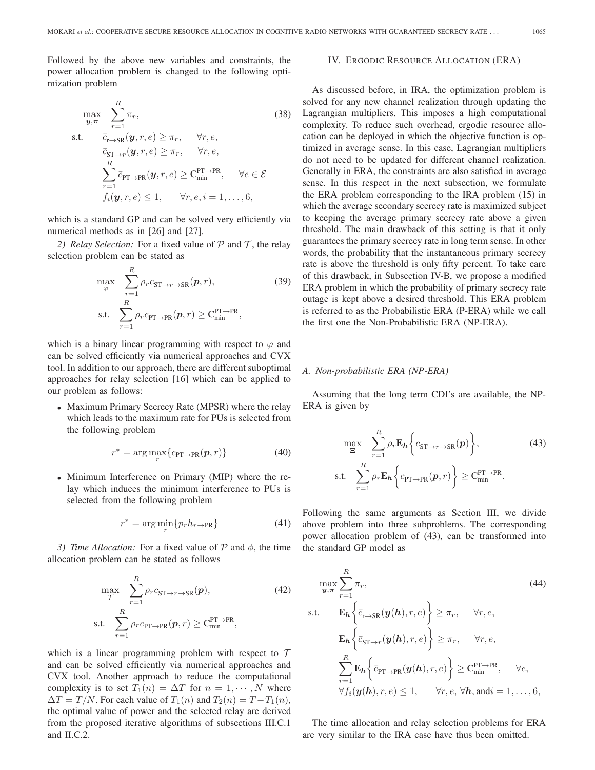Followed by the above new variables and constraints, the power allocation problem is changed to the following optimization problem

$$
\begin{aligned}
\max_{\boldsymbol{y},\boldsymbol{\pi}} \quad & \sum_{r=1}^{R} \pi_r, \qquad\qquad (38)\\
\text{s.t.} \quad & \bar{c}_{\mathrm{r}\to\mathrm{SR}}(\boldsymbol{y}, r, e) \geq \pi_r, \quad \forall r, e,\\
& \bar{c}_{\mathrm{ST}\to r}(\boldsymbol{y}, r, e) \geq \pi_r, \quad \forall r, e,\\
& \sum_{r=1}^{R} \bar{c}_{\mathrm{PT}\to\mathrm{PR}}(\boldsymbol{y}, r, e) \geq \mathrm{C}_{\min}^{\mathrm{PT}\to\mathrm{PR}}, \quad \forall e \in \mathcal{E}\\
& f_i(\boldsymbol{y}, r, e) \leq 1, \quad \forall r, e, i = 1, \ldots, 6,
\end{aligned}
$$

which is a standard GP and can be solved very efficiently via numerical methods as in [26] and [27].

*2) Relay Selection:* For a fixed value of $\mathcal{P}$ and $\mathcal{T}$, the relay selection problem can be stated as

$$
\begin{aligned}
\max_{\varphi} \quad & \sum_{r=1}^{R} \rho_r c_{\mathrm{ST}\to r\to\mathrm{SR}}(\boldsymbol{p}, r), \qquad\qquad (39)\\
\text{s.t.} \quad & \sum_{r=1}^{R} \rho_r c_{\mathrm{PT}\to\mathrm{PR}}(\boldsymbol{p}, r) \geq \mathrm{C}_{\min}^{\mathrm{PT}\to\mathrm{PR}},
\end{aligned}
$$

which is a binary linear programming with respect to $\varphi$ and can be solved efficiently via numerical approaches and CVX tool. In addition to our approach, there are different suboptimal approaches for relay selection [16] which can be applied to our problem as follows:

- Maximum Primary Secrecy Rate (MPSR) where the relay which leads to the maximum rate for PUs is selected from the following problem

$$
r^* = \arg\max_r \{c_{\mathrm{PT}\to\mathrm{PR}}(\boldsymbol{p}, r)\} \qquad (40)
$$

- Minimum Interference on Primary (MIP) where the relay which induces the minimum interference to PUs is selected from the following problem

$$
r^* = \arg\min_r \{p_r h_{r\to\mathrm{PR}}\} \qquad (41)
$$

*3) Time Allocation:* For a fixed value of $\mathcal{P}$ and $\phi$, the time allocation problem can be stated as follows

$$
\begin{aligned}
\max_{\mathcal{T}} \quad & \sum_{r=1}^{R} \rho_r c_{\mathrm{ST}\to r\to\mathrm{SR}}(\boldsymbol{p}), \qquad\qquad (42)\\
\text{s.t.} \quad & \sum_{r=1}^{R} \rho_r c_{\mathrm{PT}\to\mathrm{PR}}(\boldsymbol{p}, r) \geq \mathrm{C}_{\min}^{\mathrm{PT}\to\mathrm{PR}},
\end{aligned}
$$

which is a linear programming problem with respect to $\mathcal{T}$ and can be solved efficiently via numerical approaches and CVX tool. Another approach to reduce the computational complexity is to set $T_1(n) = \Delta T$ for $n = 1, \cdots, N$ where $\Delta T = T/N$. For each value of $T_1(n)$ and $T_2(n) = T - T_1(n)$, the optimal value of power and the selected relay are derived from the proposed iterative algorithms of subsections III.C.1 and II.C.2.

## IV. Ergodic Resource Allocation (ERA)

As discussed before, in IRA, the optimization problem is solved for any new channel realization through updating the Lagrangian multipliers. This imposes a high computational complexity. To reduce such overhead, ergodic resource allocation can be deployed in which the objective function is optimized in average sense. In this case, Lagrangian multipliers do not need to be updated for different channel realization. Generally in ERA, the constraints are also satisfied in average sense. In this respect in the next subsection, we formulate the ERA problem corresponding to the IRA problem (15) in which the average secondary secrecy rate is maximized subject to keeping the average primary secrecy rate above a given threshold. The main drawback of this setting is that it only guarantees the primary secrecy rate in long term sense. In other words, the probability that the instantaneous primary secrecy rate is above the threshold is only fifty percent. To take care of this drawback, in Subsection IV-B, we propose a modified ERA problem in which the probability of primary secrecy rate outage is kept above a desired threshold. This ERA problem is referred to as the Probabilistic ERA (P-ERA) while we call the first one the Non-Probabilistic ERA (NP-ERA).

### A. Non-probabilistic ERA (NP-ERA)

Assuming that the long term CDI's are available, the NP-ERA is given by

$$
\begin{aligned}
\max_{\boldsymbol{\Xi}} \quad & \sum_{r=1}^{R} \rho_r \mathbf{E}_{\boldsymbol{h}}\Big\{c_{\mathrm{ST}\to r\to\mathrm{SR}}(\boldsymbol{p})\Big\}, \qquad\qquad (43)\\
\text{s.t.} \quad & \sum_{r=1}^{R} \rho_r \mathbf{E}_{\boldsymbol{h}}\Big\{c_{\mathrm{PT}\to\mathrm{PR}}(\boldsymbol{p}, r)\Big\} \geq \mathrm{C}_{\min}^{\mathrm{PT}\to\mathrm{PR}}.
\end{aligned}
$$

Following the same arguments as Section III, we divide above problem into three subproblems. The corresponding power allocation problem of (43), can be transformed into the standard GP model as

$$
\begin{aligned}
\max_{\boldsymbol{y},\boldsymbol{\pi}} \quad & \sum_{r=1}^{R} \pi_r, \qquad\qquad (44)\\
\text{s.t.} \quad & \mathbf{E}_{\boldsymbol{h}}\Big\{\bar{c}_{\mathrm{r}\to\mathrm{SR}}(\boldsymbol{y}(\boldsymbol{h}), r, e)\Big\} \geq \pi_r, \quad \forall r, e,\\
& \mathbf{E}_{\boldsymbol{h}}\Big\{\bar{c}_{\mathrm{ST}\to r}(\boldsymbol{y}(\boldsymbol{h}), r, e)\Big\} \geq \pi_r, \quad \forall r, e,\\
& \sum_{r=1}^{R} \mathbf{E}_{\boldsymbol{h}}\Big\{\bar{c}_{\mathrm{PT}\to\mathrm{PR}}(\boldsymbol{y}(\boldsymbol{h}), r, e)\Big\} \geq \mathrm{C}_{\min}^{\mathrm{PT}\to\mathrm{PR}}, \quad \forall e,\\
& \forall f_i(\boldsymbol{y}(\boldsymbol{h}), r, e) \leq 1, \quad \forall r, e, \forall \boldsymbol{h}, \text{and} i = 1, \ldots, 6,
\end{aligned}
$$

The time allocation and relay selection problems for ERA are very similar to the IRA case have thus been omitted.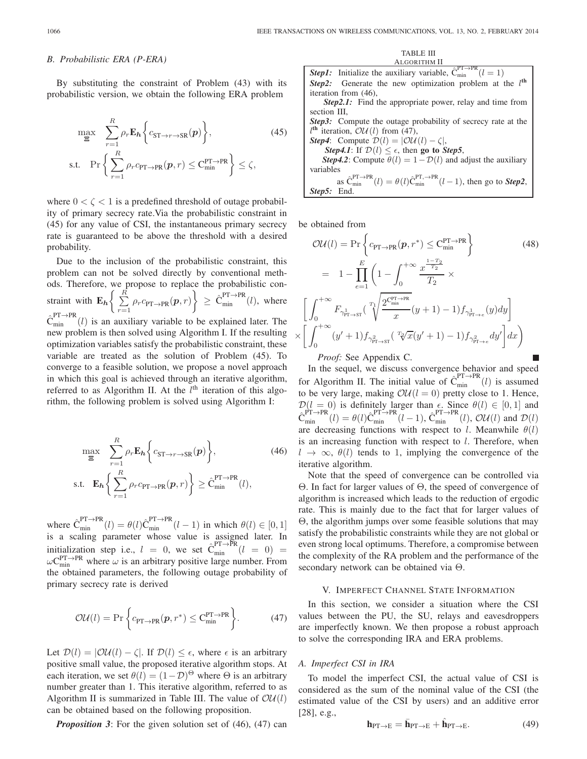### B. Probabilistic ERA (P-ERA)

By substituting the constraint of Problem (43) with its probabilistic version, we obtain the following ERA problem

$$\max_{\Xi} \quad \sum_{r=1}^{R} \rho_r \mathbf{E}_{\boldsymbol{h}}\left\{ c_{\text{ST}\to r\to\text{SR}}(\boldsymbol{p}) \right\}, \tag{45}$$
$$\text{s.t.} \quad \Pr\left\{ \sum_{r=1}^{R} \rho_r c_{\text{PT}\to\text{PR}}(\boldsymbol{p}, r) \leq \mathrm{C}_{\min}^{\text{PT}\to\text{PR}} \right\} \leq \zeta,$$

where $0 < \zeta < 1$ is a predefined threshold of outage probability of primary secrecy rate.Via the probabilistic constraint in (45) for any value of CSI, the instantaneous primary secrecy rate is guaranteed to be above the threshold with a desired probability.

Due to the inclusion of the probabilistic constraint, this problem can not be solved directly by conventional methods. Therefore, we propose to replace the probabilistic constraint with $\mathbf{E}_{\boldsymbol{h}}\left\{ \sum_{r=1}^{R} \rho_r c_{\text{PT}\to\text{PR}}(\boldsymbol{p}, r) \right\} \geq \hat{\mathrm{C}}_{\min}^{\text{PT}\to\text{PR}}(l)$, where $\hat{\mathrm{C}}_{\min}^{\text{PT}\to\text{PR}}(l)$ is an auxiliary variable to be explained later. The new problem is then solved using Algorithm I. If the resulting optimization variables satisfy the probabilistic constraint, these variable are treated as the solution of Problem (45). To converge to a feasible solution, we propose a novel approach in which this goal is achieved through an iterative algorithm, referred to as Algorithm II. At the $l^{\text{th}}$ iteration of this algorithm, the following problem is solved using Algorithm I:

$$\max_{\Xi} \quad \sum_{r=1}^{R} \rho_r \mathbf{E}_{\boldsymbol{h}}\left\{ c_{\text{ST}\to r\to\text{SR}}(\boldsymbol{p}) \right\}, \tag{46}$$
$$\text{s.t.} \quad \mathbf{E}_{\boldsymbol{h}}\left\{ \sum_{r=1}^{R} \rho_r c_{\text{PT}\to\text{PR}}(\boldsymbol{p}, r) \right\} \geq \hat{\mathrm{C}}_{\min}^{\text{PT}\to\text{PR}}(l),$$

where $\hat{\mathrm{C}}_{\min}^{\text{PT}\to\text{PR}}(l) = \theta(l)\hat{\mathrm{C}}_{\min}^{\text{PT}\to\text{PR}}(l-1)$ in which $\theta(l) \in [0, 1]$ is a scaling parameter whose value is assigned later. In initialization step i.e., $l = 0$, we set $\hat{\mathrm{C}}_{\min}^{\text{PT}\to\text{PR}}(l = 0) = \omega \mathrm{C}_{\min}^{\text{PT}\to\text{PR}}$ where $\omega$ is an arbitrary positive large number. From the obtained parameters, the following outage probability of primary secrecy rate is derived

$$\mathcal{OU}(l) = \Pr\left\{ c_{\text{PT}\to\text{PR}}(\boldsymbol{p}, r^*) \leq \mathrm{C}_{\min}^{\text{PT}\to\text{PR}} \right\}. \tag{47}$$

Let $\mathcal{D}(l) = |\mathcal{OU}(l) - \zeta|$. If $\mathcal{D}(l) \leq \epsilon$, where $\epsilon$ is an arbitrary positive small value, the proposed iterative algorithm stops. At each iteration, we set $\theta(l) = (1-\mathcal{D})^{\Theta}$ where $\Theta$ is an arbitrary number greater than 1. This iterative algorithm, referred to as Algorithm II is summarized in Table III. The value of $\mathcal{OU}(l)$ can be obtained based on the following proposition.

TABLE III
ALGORITHM II

| |
|---|
| ***Step1:*** Initialize the auxiliary variable, $\hat{\mathrm{C}}_{\min}^{\text{PT}\to\text{PR}}(l = 1)$ |
| ***Step2:*** Generate the new optimization problem at the $l^{\text{th}}$ iteration from (46), |
| ***Step2.1:*** Find the appropriate power, relay and time from section III, |
| ***Step3:*** Compute the outage probability of secrecy rate at the $l^{\text{th}}$ iteration, $\mathcal{OU}(l)$ from (47), |
| ***Step4***: Compute $\mathcal{D}(l) = \lvert\mathcal{OU}(l) - \zeta\rvert$, |
| ***Step4.1***: If $\mathcal{D}(l) \leq \epsilon$, then **go to** ***Step5***, |
| ***Step4.2***: Compute $\theta(l) = 1 - \mathcal{D}(l)$ and adjust the auxiliary variables as $\hat{\mathrm{C}}_{\min}^{\text{PT}\to\text{PR}}(l) = \theta(l)\hat{\mathrm{C}}_{\min}^{\text{PT},\to\text{PR}}(l-1)$, then go to ***Step2***, |
| ***Step5:*** End. |

***Proposition 3***: For the given solution set of (46), (47) can be obtained from

$$\mathcal{OU}(l) = \Pr\left\{ c_{\text{PT}\to\text{PR}}(\boldsymbol{p}, r^*) \leq \mathrm{C}_{\min}^{\text{PT}\to\text{PR}} \right\} \tag{48}$$
$$= 1 - \prod_{e=1}^{E}\left(1 - \int_0^{+\infty} \frac{x^{\frac{1-T_2}{T_2}}}{T_2} \times \left[\int_0^{+\infty} F_{\gamma^1_{\text{PT}\to\text{ST}}}\left(\sqrt[T_1]{\frac{2^{\mathrm{C}_{\min}^{\text{PT}\to\text{PR}}}}{x}}(y+1) - 1\right) f_{\gamma^1_{\text{PT}\to e}}(y)dy\right] \times \left[\int_0^{+\infty} (y'+1) f_{\gamma^2_{\text{PT}\to\text{ST}}}\left(\sqrt[T_2]{x}(y'+1) - 1\right) f_{\gamma^2_{\text{PT}\to e}} dy'\right] dx\right)$$

*Proof:* See Appendix C. ∎

In the sequel, we discuss convergence behavior and speed for Algorithm II. The initial value of $\hat{\mathrm{C}}_{\min}^{\text{PT}\to\text{PR}}(l)$ is assumed to be very large, making $\mathcal{OU}(l = 0)$ pretty close to 1. Hence, $\mathcal{D}(l = 0)$ is definitely larger than $\epsilon$. Since $\theta(l) \in [0, 1]$ and $\hat{\mathrm{C}}_{\min}^{\text{PT}\to\text{PR}}(l) = \theta(l)\hat{\mathrm{C}}_{\min}^{\text{PT}\to\text{PR}}(l-1)$, $\hat{\mathrm{C}}_{\min}^{\text{PT}\to\text{PR}}(l)$, $\mathcal{OU}(l)$ and $\mathcal{D}(l)$ are decreasing functions with respect to $l$. Meanwhile $\theta(l)$ is an increasing function with respect to $l$. Therefore, when $l \to \infty$, $\theta(l)$ tends to 1, implying the convergence of the iterative algorithm.

Note that the speed of convergence can be controlled via $\Theta$. In fact for larger values of $\Theta$, the speed of convergence of algorithm is increased which leads to the reduction of ergodic rate. This is mainly due to the fact that for larger values of $\Theta$, the algorithm jumps over some feasible solutions that may satisfy the probabilistic constraints while they are not global or even strong local optimums. Therefore, a compromise between the complexity of the RA problem and the performance of the secondary network can be obtained via $\Theta$.

## V. Imperfect Channel State Information

In this section, we consider a situation where the CSI values between the PU, the SU, relays and eavesdroppers are imperfectly known. We then propose a robust approach to solve the corresponding IRA and ERA problems.

### A. Imperfect CSI in IRA

To model the imperfect CSI, the actual value of CSI is considered as the sum of the nominal value of the CSI (the estimated value of the CSI by users) and an additive error [28], e.g.,

$$\mathbf{h}_{\text{PT}\to\text{E}} = \bar{\mathbf{h}}_{\text{PT}\to\text{E}} + \hat{\mathbf{h}}_{\text{PT}\to\text{E}}. \tag{49}$$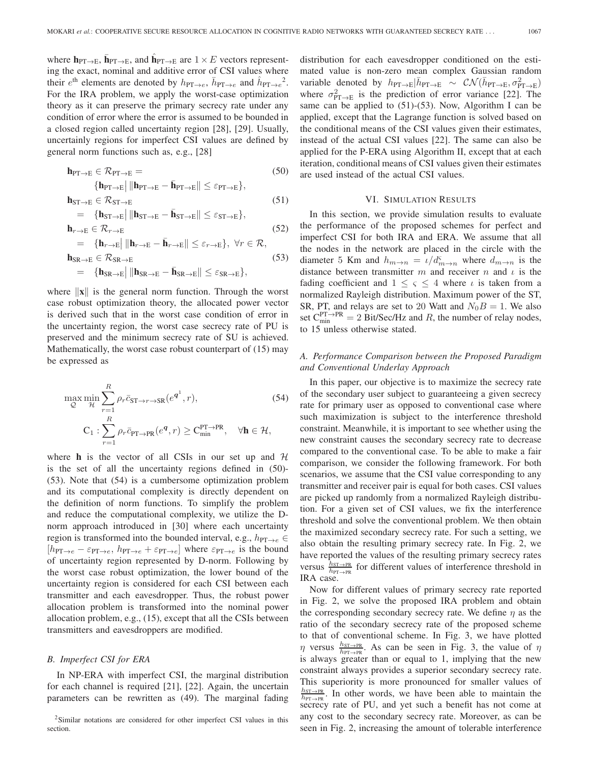where $\mathbf{h}_{\text{PT}\rightarrow\text{E}}$, $\bar{\mathbf{h}}_{\text{PT}\rightarrow\text{E}}$, and $\hat{\mathbf{h}}_{\text{PT}\rightarrow\text{E}}$ are $1 \times E$ vectors representing the exact, nominal and additive error of CSI values where their $e^{\text{th}}$ elements are denoted by $h_{\text{PT}\rightarrow e}$, $\bar{h}_{\text{PT}\rightarrow e}$ and $\hat{h}_{\text{PT}\rightarrow e}$[2]. For the IRA problem, we apply the worst-case optimization theory as it can preserve the primary secrecy rate under any condition of error where the error is assumed to be bounded in a closed region called uncertainty region [28], [29]. Usually, uncertainly regions for imperfect CSI values are defined by general norm functions such as, e.g., [28]

$$\mathbf{h}_{\text{PT}\rightarrow\text{E}} \in \mathcal{R}_{\text{PT}\rightarrow\text{E}} = \{\mathbf{h}_{\text{PT}\rightarrow\text{E}} \big| \, \|\mathbf{h}_{\text{PT}\rightarrow\text{E}} - \bar{\mathbf{h}}_{\text{PT}\rightarrow\text{E}}\| \leq \varepsilon_{\text{PT}\rightarrow\text{E}}\}, \tag{50}$$

$$\mathbf{h}_{\text{ST}\rightarrow\text{E}} \in \mathcal{R}_{\text{ST}\rightarrow\text{E}} = \{\mathbf{h}_{\text{ST}\rightarrow\text{E}} \big| \, \|\mathbf{h}_{\text{ST}\rightarrow\text{E}} - \bar{\mathbf{h}}_{\text{ST}\rightarrow\text{E}}\| \leq \varepsilon_{\text{ST}\rightarrow\text{E}}\}, \tag{51}$$

$$\mathbf{h}_{r\rightarrow\text{E}} \in \mathcal{R}_{r\rightarrow\text{E}} = \{\mathbf{h}_{r\rightarrow\text{E}} \big| \, \|\mathbf{h}_{r\rightarrow\text{E}} - \bar{\mathbf{h}}_{r\rightarrow\text{E}}\| \leq \varepsilon_{r\rightarrow\text{E}}\}, \ \forall r \in \mathcal{R}, \tag{52}$$

$$\mathbf{h}_{\text{SR}\rightarrow\text{E}} \in \mathcal{R}_{\text{SR}\rightarrow\text{E}} = \{\mathbf{h}_{\text{SR}\rightarrow\text{E}} \big| \, \|\mathbf{h}_{\text{SR}\rightarrow\text{E}} - \bar{\mathbf{h}}_{\text{SR}\rightarrow\text{E}}\| \leq \varepsilon_{\text{SR}\rightarrow\text{E}}\}, \tag{53}$$

where $\|\mathbf{x}\|$ is the general norm function. Through the worst case robust optimization theory, the allocated power vector is derived such that in the worst case condition of error in the uncertainty region, the worst case secrecy rate of PU is preserved and the minimum secrecy rate of SU is achieved. Mathematically, the worst case robust counterpart of (15) may be expressed as

$$\max_{\mathcal{Q}} \min_{\mathcal{H}} \sum_{r=1}^{R} \rho_r \bar{c}_{\text{ST}\rightarrow r\rightarrow\text{SR}}(e^{\boldsymbol{q}^1}, r), \tag{54}$$

$$\text{C}_1: \sum_{r=1}^{R} \rho_r \bar{c}_{\text{PT}\rightarrow\text{PR}}(e^{\boldsymbol{q}}, r) \geq \text{C}_{\min}^{\text{PT}\rightarrow\text{PR}}, \quad \forall \mathbf{h} \in \mathcal{H},$$

where $\mathbf{h}$ is the vector of all CSIs in our set up and $\mathcal{H}$ is the set of all the uncertainty regions defined in (50)-(53). Note that (54) is a cumbersome optimization problem and its computational complexity is directly dependent on the definition of norm functions. To simplify the problem and reduce the computational complexity, we utilize the D-norm approach introduced in [30] where each uncertainty region is transformed into the bounded interval, e.g., $h_{\text{PT}\rightarrow e} \in [h_{\text{PT}\rightarrow e} - \varepsilon_{\text{PT}\rightarrow e}, \, h_{\text{PT}\rightarrow e} + \varepsilon_{\text{PT}\rightarrow e}]$ where $\varepsilon_{\text{PT}\rightarrow e}$ is the bound of uncertainty region represented by D-norm. Following by the worst case robust optimization, the lower bound of the uncertainty region is considered for each CSI between each transmitter and each eavesdropper. Thus, the robust power allocation problem is transformed into the nominal power allocation problem, e.g., (15), except that all the CSIs between transmitters and eavesdroppers are modified.

### B. Imperfect CSI for ERA

In NP-ERA with imperfect CSI, the marginal distribution for each channel is required [21], [22]. Again, the uncertain parameters can be rewritten as (49). The marginal fading distribution for each eavesdropper conditioned on the estimated value is non-zero mean complex Gaussian random variable denoted by $h_{\text{PT}\rightarrow\text{E}}|\bar{h}_{\text{PT}\rightarrow\text{E}} \sim \mathcal{CN}(\bar{h}_{\text{PT}\rightarrow\text{E}}, \sigma^2_{\text{PT}\rightarrow\text{E}})$ where $\sigma^2_{\text{PT}\rightarrow\text{E}}$ is the prediction of error variance [22]. The same can be applied to (51)-(53). Now, Algorithm I can be applied, except that the Lagrange function is solved based on the conditional means of the CSI values given their estimates, instead of the actual CSI values [22]. The same can also be applied for the P-ERA using Algorithm II, except that at each iteration, conditional means of CSI values given their estimates are used instead of the actual CSI values.

## VI. Simulation Results

In this section, we provide simulation results to evaluate the performance of the proposed schemes for perfect and imperfect CSI for both IRA and ERA. We assume that all the nodes in the network are placed in the circle with the diameter 5 Km and $h_{m\rightarrow n} = \iota / d^{\varsigma}_{m\rightarrow n}$ where $d_{m\rightarrow n}$ is the distance between transmitter $m$ and receiver $n$ and $\iota$ is the fading coefficient and $1 \leq \varsigma \leq 4$ where $\iota$ is taken from a normalized Rayleigh distribution. Maximum power of the ST, SR, PT, and relays are set to 20 Watt and $N_0 B = 1$. We also set $\text{C}_{\min}^{\text{PT}\rightarrow\text{PR}} = 2$ Bit/Sec/Hz and $R$, the number of relay nodes, to 15 unless otherwise stated.

### A. Performance Comparison between the Proposed Paradigm and Conventional Underlay Approach

In this paper, our objective is to maximize the secrecy rate of the secondary user subject to guaranteeing a given secrecy rate for primary user as opposed to conventional case where such maximization is subject to the interference threshold constraint. Meanwhile, it is important to see whether using the new constraint causes the secondary secrecy rate to decrease compared to the conventional case. To be able to make a fair comparison, we consider the following framework. For both scenarios, we assume that the CSI value corresponding to any transmitter and receiver pair is equal for both cases. CSI values are picked up randomly from a normalized Rayleigh distribution. For a given set of CSI values, we fix the interference threshold and solve the conventional problem. We then obtain the maximized secondary secrecy rate. For such a setting, we also obtain the resulting primary secrecy rate. In Fig. 2, we have reported the values of the resulting primary secrecy rates versus $\frac{h_{\text{ST}\rightarrow\text{PR}}}{h_{\text{PT}\rightarrow\text{PR}}}$ for different values of interference threshold in IRA case.

Now for different values of primary secrecy rate reported in Fig. 2, we solve the proposed IRA problem and obtain the corresponding secondary secrecy rate. We define $\eta$ as the ratio of the secondary secrecy rate of the proposed scheme to that of conventional scheme. In Fig. 3, we have plotted $\eta$ versus $\frac{h_{\text{ST}\rightarrow\text{PR}}}{h_{\text{PT}\rightarrow\text{PR}}}$. As can be seen in Fig. 3, the value of $\eta$ is always greater than or equal to 1, implying that the new constraint always provides a superior secondary secrecy rate. This superiority is more pronounced for smaller values of $\frac{h_{\text{ST}\rightarrow\text{PR}}}{h_{\text{PT}\rightarrow\text{PR}}}$. In other words, we have been able to maintain the secrecy rate of PU, and yet such a benefit has not come at any cost to the secondary secrecy rate. Moreover, as can be seen in Fig. 2, increasing the amount of tolerable interference

[2]Similar notations are considered for other imperfect CSI values in this section.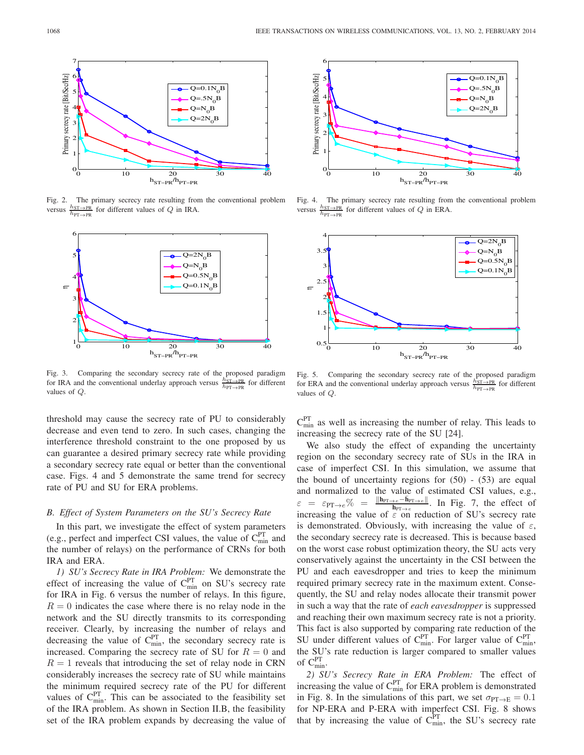Fig. 2. The primary secrecy rate resulting from the conventional problem versus $\frac{h_{\mathrm{ST}\to\mathrm{PR}}}{h_{\mathrm{PT}\to\mathrm{PR}}}$ for different values of $Q$ in IRA.

Fig. 3. Comparing the secondary secrecy rate of the proposed paradigm for IRA and the conventional underlay approach versus $\frac{h_{\mathrm{ST}\to\mathrm{PR}}}{h_{\mathrm{PT}\to\mathrm{PR}}}$ for different values of $Q$.

Fig. 4. The primary secrecy rate resulting from the conventional problem versus $\frac{h_{\mathrm{ST}\to\mathrm{PR}}}{h_{\mathrm{PT}\to\mathrm{PR}}}$ for different values of $Q$ in ERA.

Fig. 5. Comparing the secondary secrecy rate of the proposed paradigm for ERA and the conventional underlay approach versus $\frac{h_{\mathrm{ST}\to\mathrm{PR}}}{h_{\mathrm{PT}\to\mathrm{PR}}}$ for different values of $Q$.

threshold may cause the secrecy rate of PU to considerably decrease and even tend to zero. In such cases, changing the interference threshold constraint to the one proposed by us can guarantee a desired primary secrecy rate while providing a secondary secrecy rate equal or better than the conventional case. Figs. 4 and 5 demonstrate the same trend for secrecy rate of PU and SU for ERA problems.

### B. Effect of System Parameters on the SU's Secrecy Rate

In this part, we investigate the effect of system parameters (e.g., perfect and imperfect CSI values, the value of $C^{\mathrm{PT}}_{\min}$ and the number of relays) on the performance of CRNs for both IRA and ERA.

*1) SU's Secrecy Rate in IRA Problem:* We demonstrate the effect of increasing the value of $C^{\mathrm{PT}}_{\min}$ on SU's secrecy rate for IRA in Fig. 6 versus the number of relays. In this figure, $R = 0$ indicates the case where there is no relay node in the network and the SU directly transmits to its corresponding receiver. Clearly, by increasing the number of relays and decreasing the value of $C^{\mathrm{PT}}_{\min}$, the secondary secrecy rate is increased. Comparing the secrecy rate of SU for $R = 0$ and $R = 1$ reveals that introducing the set of relay node in CRN considerably increases the secrecy rate of SU while maintains the minimum required secrecy rate of the PU for different values of $C^{\mathrm{PT}}_{\min}$. This can be associated to the feasibility set of the IRA problem. As shown in Section II.B, the feasibility set of the IRA problem expands by decreasing the value of $C^{\mathrm{PT}}_{\min}$ as well as increasing the number of relay. This leads to increasing the secrecy rate of the SU [24].

We also study the effect of expanding the uncertainty region on the secondary secrecy rate of SUs in the IRA in case of imperfect CSI. In this simulation, we assume that the bound of uncertainty regions for (50) - (53) are equal and normalized to the value of estimated CSI values, e.g., $\varepsilon = \varepsilon_{\mathrm{PT}\to e}\% = \frac{\|\mathbf{h}_{\mathrm{PT}\to e} - \bar{\mathbf{h}}_{\mathrm{PT}\to e}\|}{\mathbf{h}_{\mathrm{PT}\to e}}$. In Fig. 7, the effect of increasing the value of $\varepsilon$ on reduction of SU's secrecy rate is demonstrated. Obviously, with increasing the value of $\varepsilon$, the secondary secrecy rate is decreased. This is because based on the worst case robust optimization theory, the SU acts very conservatively against the uncertainty in the CSI between the PU and each eavesdropper and tries to keep the minimum required primary secrecy rate in the maximum extent. Consequently, the SU and relay nodes allocate their transmit power in such a way that the rate of *each eavesdropper* is suppressed and reaching their own maximum secrecy rate is not a priority. This fact is also supported by comparing rate reduction of the SU under different values of $C^{\mathrm{PT}}_{\min}$. For larger value of $C^{\mathrm{PT}}_{\min}$, the SU's rate reduction is larger compared to smaller values of $C^{\mathrm{PT}}_{\min}$.

*2) SU's Secrecy Rate in ERA Problem:* The effect of increasing the value of $C^{\mathrm{PT}}_{\min}$ for ERA problem is demonstrated in Fig. 8. In the simulations of this part, we set $\sigma_{\mathrm{PT}\to\mathrm{E}} = 0.1$ for NP-ERA and P-ERA with imperfect CSI. Fig. 8 shows that by increasing the value of $C^{\mathrm{PT}}_{\min}$, the SU's secrecy rate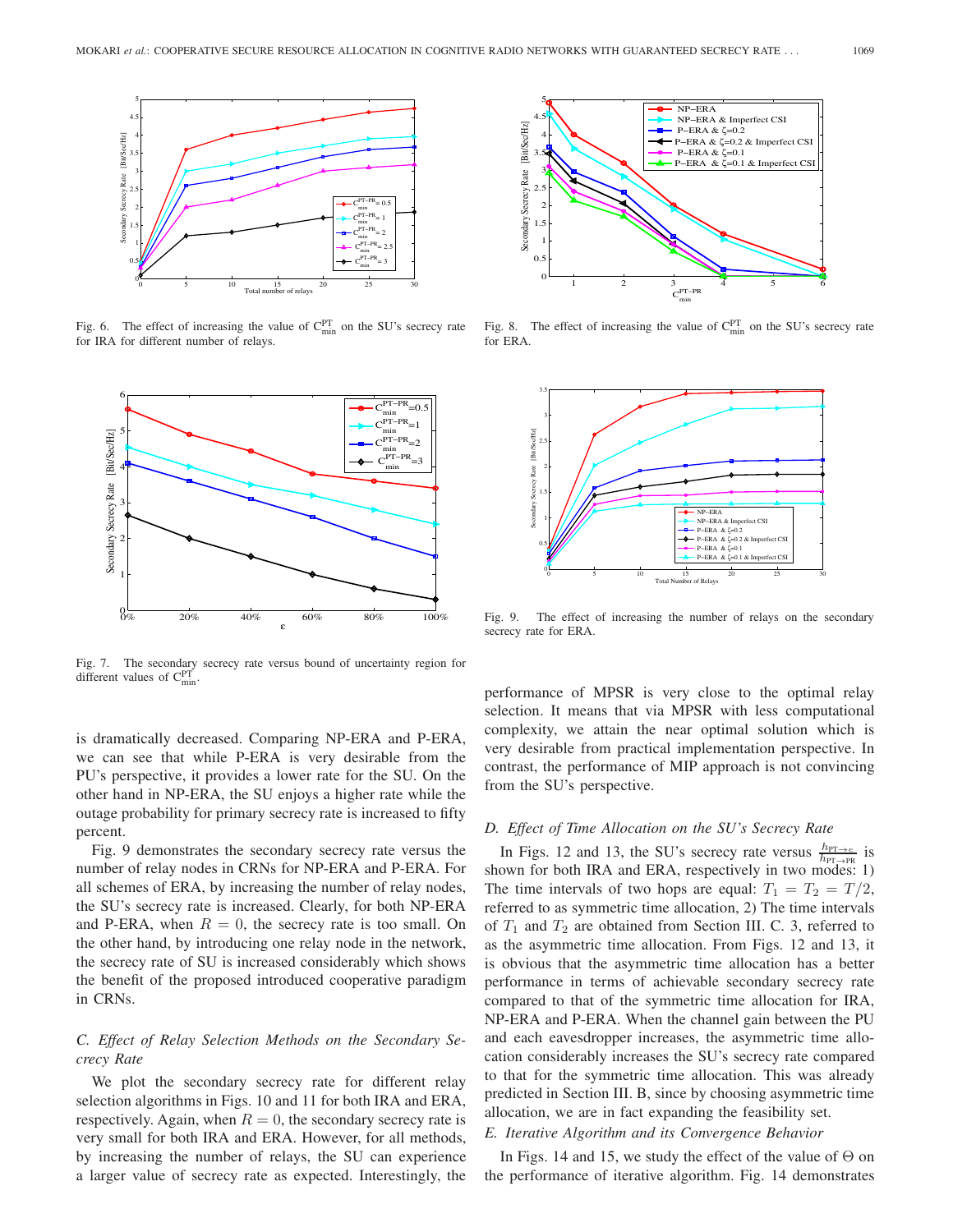Fig. 6. The effect of increasing the value of $C_{min}^{PT}$ on the SU's secrecy rate for IRA for different number of relays.

Fig. 7. The secondary secrecy rate versus bound of uncertainty region for different values of $C_{min}^{PT}$.

Fig. 8. The effect of increasing the value of $C_{min}^{PT}$ on the SU's secrecy rate for ERA.

Fig. 9. The effect of increasing the number of relays on the secondary secrecy rate for ERA.

is dramatically decreased. Comparing NP-ERA and P-ERA, we can see that while P-ERA is very desirable from the PU's perspective, it provides a lower rate for the SU. On the other hand in NP-ERA, the SU enjoys a higher rate while the outage probability for primary secrecy rate is increased to fifty percent.

Fig. 9 demonstrates the secondary secrecy rate versus the number of relay nodes in CRNs for NP-ERA and P-ERA. For all schemes of ERA, by increasing the number of relay nodes, the SU's secrecy rate is increased. Clearly, for both NP-ERA and P-ERA, when $R = 0$, the secrecy rate is too small. On the other hand, by introducing one relay node in the network, the secrecy rate of SU is increased considerably which shows the benefit of the proposed introduced cooperative paradigm in CRNs.

### C. Effect of Relay Selection Methods on the Secondary Secrecy Rate

We plot the secondary secrecy rate for different relay selection algorithms in Figs. 10 and 11 for both IRA and ERA, respectively. Again, when $R = 0$, the secondary secrecy rate is very small for both IRA and ERA. However, for all methods, by increasing the number of relays, the SU can experience a larger value of secrecy rate as expected. Interestingly, the performance of MPSR is very close to the optimal relay selection. It means that via MPSR with less computational complexity, we attain the near optimal solution which is very desirable from practical implementation perspective. In contrast, the performance of MIP approach is not convincing from the SU's perspective.

### D. Effect of Time Allocation on the SU's Secrecy Rate

In Figs. 12 and 13, the SU's secrecy rate versus $\frac{h_{PT\to e}}{h_{PT\to PR}}$ is shown for both IRA and ERA, respectively in two modes: 1) The time intervals of two hops are equal: $T_1 = T_2 = T/2$, referred to as symmetric time allocation, 2) The time intervals of $T_1$ and $T_2$ are obtained from Section III. C. 3, referred to as the asymmetric time allocation. From Figs. 12 and 13, it is obvious that the asymmetric time allocation has a better performance in terms of achievable secondary secrecy rate compared to that of the symmetric time allocation for IRA, NP-ERA and P-ERA. When the channel gain between the PU and each eavesdropper increases, the asymmetric time allocation considerably increases the SU's secrecy rate compared to that for the symmetric time allocation. This was already predicted in Section III. B, since by choosing asymmetric time allocation, we are in fact expanding the feasibility set.

### E. Iterative Algorithm and its Convergence Behavior

In Figs. 14 and 15, we study the effect of the value of $\Theta$ on the performance of iterative algorithm. Fig. 14 demonstrates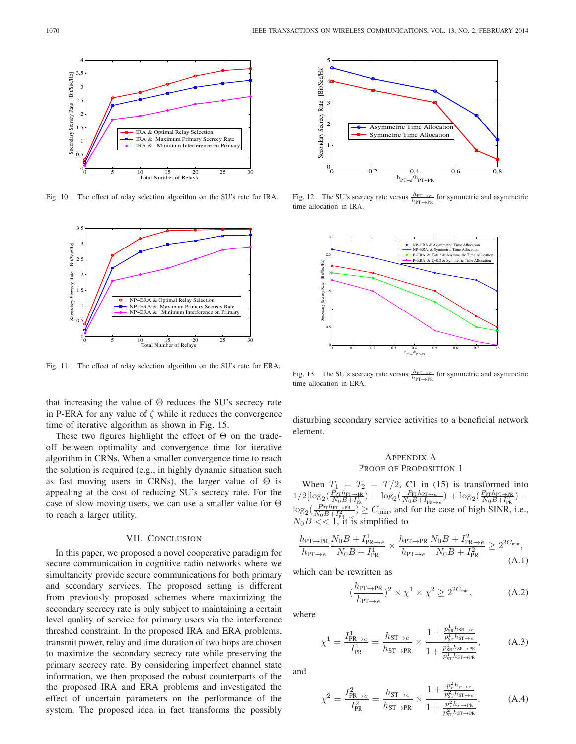Fig. 10. The effect of relay selection algorithm on the SU's rate for IRA.

Fig. 11. The effect of relay selection algorithm on the SU's rate for ERA.

Fig. 12. The SU's secrecy rate versus $\frac{h_{\text{PT}\to e}}{h_{\text{PT}\to\text{PR}}}$ for symmetric and asymmetric time allocation in IRA.

Fig. 13. The SU's secrecy rate versus $\frac{h_{\text{PT}\to e}}{h_{\text{PT}\to\text{PR}}}$ for symmetric and asymmetric time allocation in ERA.

that increasing the value of $\Theta$ reduces the SU's secrecy rate in P-ERA for any value of $\zeta$ while it reduces the convergence time of iterative algorithm as shown in Fig. 15.

These two figures highlight the effect of $\Theta$ on the trade-off between optimality and convergence time for iterative algorithm in CRNs. When a smaller convergence time to reach the solution is required (e.g., in highly dynamic situation such as fast moving users in CRNs), the larger value of $\Theta$ is appealing at the cost of reducing SU's secrecy rate. For the case of slow moving users, we can use a smaller value for $\Theta$ to reach a larger utility.

## VII. Conclusion

In this paper, we proposed a novel cooperative paradigm for secure communication in cognitive radio networks where we simultaneity provide secure communications for both primary and secondary services. The proposed setting is different from previously proposed schemes where maximizing the secondary secrecy rate is only subject to maintaining a certain level quality of service for primary users via the interference threshed constraint. In the proposed IRA and ERA problems, transmit power, relay and time duration of two hops are chosen to maximize the secondary secrecy rate while preserving the primary secrecy rate. By considering imperfect channel state information, we then proposed the robust counterparts of the the proposed IRA and ERA problems and investigated the effect of uncertain parameters on the performance of the system. The proposed idea in fact transforms the possibly disturbing secondary service activities to a beneficial network element.

## Appendix A
## Proof of Proposition 1

When $T_1 = T_2 = T/2$, C1 in (15) is transformed into $1/2[\log_2(\frac{P_{\text{PT}}h_{\text{PT}\to\text{PR}}}{N_0B+I^1_{\text{PR}}}) - \log_2(\frac{P_{\text{PT}}h_{\text{PT}\to e}}{N_0B+I^1_{\text{PR}\to e}}) + \log_2(\frac{P_{\text{PT}}h_{\text{PT}\to\text{PR}}}{N_0B+I^2_{\text{PR}}}) - \log_2(\frac{P_{\text{PT}}h_{\text{PT}\to\text{PR}}}{N_0B+I^2_{\text{PR}\to e}}) \geq C_{\min}$, and for the case of high SINR, i.e., $N_0B << 1$, it is simplified to

$$\frac{h_{\text{PT}\to\text{PR}}}{h_{\text{PT}\to e}}\frac{N_0B+I^1_{\text{PR}\to e}}{N_0B+I^1_{\text{PR}}} \times \frac{h_{\text{PT}\to\text{PR}}}{h_{\text{PT}\to e}}\frac{N_0B+I^2_{\text{PR}\to e}}{N_0B+I^2_{\text{PR}}} \geq 2^{2C_{\min}}, \tag{A.1}$$

which can be rewritten as

$$(\frac{h_{\text{PT}\to\text{PR}}}{h_{\text{PT}\to e}})^2 \times \chi^1 \times \chi^2 \geq 2^{2C_{\min}}, \tag{A.2}$$

where

$$\chi^1 = \frac{I^1_{\text{PR}\to e}}{I^1_{\text{PR}}} = \frac{h_{\text{ST}\to e}}{h_{\text{ST}\to\text{PR}}} \times \frac{1+\frac{p^1_{\text{SR}}h_{\text{SR}\to e}}{p^1_{\text{ST}}h_{\text{ST}\to e}}}{1+\frac{p^1_{\text{SR}}h_{\text{SR}\to\text{PR}}}{p^1_{\text{ST}}h_{\text{ST}\to\text{PR}}}}, \tag{A.3}$$

and

$$\chi^2 = \frac{I^2_{\text{PR}\to e}}{I^2_{\text{PR}}} = \frac{h_{\text{ST}\to e}}{h_{\text{ST}\to\text{PR}}} \times \frac{1+\frac{p^2_r h_{r\to e}}{p^2_{\text{ST}}h_{\text{ST}\to e}}}{1+\frac{p^2_r h_{r\to\text{PR}}}{p^2_{\text{ST}}h_{\text{ST}\to\text{PR}}}}. \tag{A.4}$$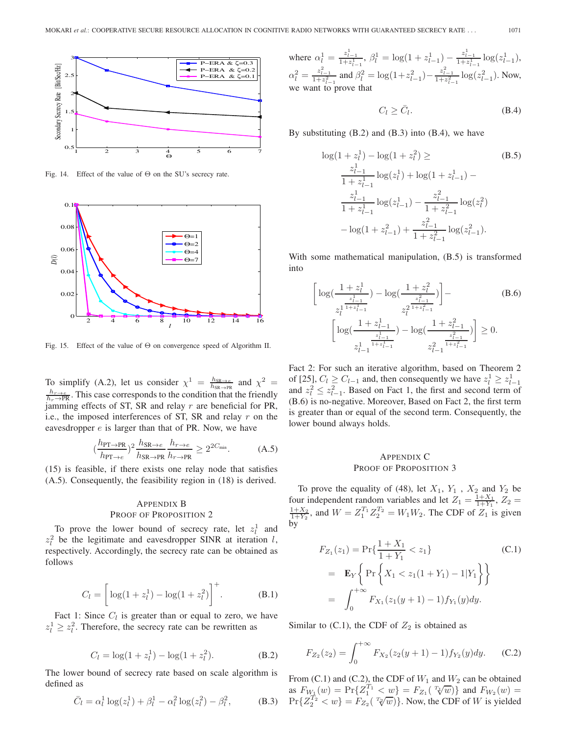Fig. 14. Effect of the value of $\Theta$ on the SU's secrecy rate.

Fig. 15. Effect of the value of $\Theta$ on convergence speed of Algorithm II.

To simplify (A.2), let us consider $\chi^1 = \frac{h_{\text{SR}\to e}}{h_{\text{SR}\to \text{PR}}}$ and $\chi^2 = \frac{h_{r\to e}}{h_{r\to \text{PR}}}$. This case corresponds to the condition that the friendly jamming effects of ST, SR and relay $r$ are beneficial for PR, i.e., the imposed interferences of ST, SR and relay $r$ on the eavesdropper $e$ is larger than that of PR. Now, we have

$$(\frac{h_{\text{PT}\to\text{PR}}}{h_{\text{PT}\to e}})^2 \frac{h_{\text{SR}\to e}}{h_{\text{SR}\to\text{PR}}} \frac{h_{r\to e}}{h_{r\to\text{PR}}} \geq 2^{2C_{\min}}. \tag{A.5}$$

(15) is feasible, if there exists one relay node that satisfies (A.5). Consequently, the feasibility region in (18) is derived.

## Appendix B
## Proof of Proposition 2

To prove the lower bound of secrecy rate, let $z_l^1$ and $z_l^2$ be the legitimate and eavesdropper SINR at iteration $l$, respectively. Accordingly, the secrecy rate can be obtained as follows

$$C_l = \left[\log(1+z_l^1) - \log(1+z_l^2)\right]^+. \tag{B.1}$$

Fact 1: Since $C_l$ is greater than or equal to zero, we have $z_l^1 \geq z_l^2$. Therefore, the secrecy rate can be rewritten as

$$C_l = \log(1+z_l^1) - \log(1+z_l^2). \tag{B.2}$$

The lower bound of secrecy rate based on scale algorithm is defined as

$$\bar{C}_l = \alpha_l^1 \log(z_l^1) + \beta_l^1 - \alpha_l^2 \log(z_l^2) - \beta_l^2, \tag{B.3}$$

where $\alpha_l^1 = \frac{z_{l-1}^1}{1+z_{l-1}^1}$, $\beta_l^1 = \log(1+z_{l-1}^1) - \frac{z_{l-1}^1}{1+z_{l-1}^1}\log(z_{l-1}^1)$, $\alpha_l^2 = \frac{z_{l-1}^2}{1+z_{l-1}^2}$ and $\beta_l^2 = \log(1+z_{l-1}^2) - \frac{z_{l-1}^2}{1+z_{l-1}^2}\log(z_{l-1}^2)$. Now, we want to prove that

$$C_l \geq \bar{C}_l. \tag{B.4}$$

By substituting (B.2) and (B.3) into (B.4), we have

$$\begin{aligned}
&\log(1+z_l^1) - \log(1+z_l^2) \geq \\
&\frac{z_{l-1}^1}{1+z_{l-1}^1}\log(z_l^1) + \log(1+z_{l-1}^1) - \\
&\frac{z_{l-1}^1}{1+z_{l-1}^1}\log(z_{l-1}^1) - \frac{z_{l-1}^2}{1+z_{l-1}^2}\log(z_l^2) \\
&-\log(1+z_{l-1}^2) + \frac{z_{l-1}^2}{1+z_{l-1}^2}\log(z_{l-1}^2).
\end{aligned} \tag{B.5}$$

With some mathematical manipulation, (B.5) is transformed into

$$\begin{aligned}
&\left[\log\Big(\frac{1+z_l^1}{{z_l^1}^{\frac{z_{l-1}^1}{1+z_{l-1}^1}}}\Big) - \log\Big(\frac{1+z_l^2}{{z_l^2}^{\frac{z_{l-1}^2}{1+z_{l-1}^2}}}\Big)\right] - \\
&\left[\log\Big(\frac{1+z_{l-1}^1}{{z_{l-1}^1}^{\frac{z_{l-1}^1}{1+z_{l-1}^1}}}\Big) - \log\Big(\frac{1+z_{l-1}^2}{{z_{l-1}^2}^{\frac{z_{l-1}^2}{1+z_{l-1}^2}}}\Big)\right] \geq 0.
\end{aligned} \tag{B.6}$$

Fact 2: For such an iterative algorithm, based on Theorem 2 of [25], $C_l \geq C_{l-1}$ and, then consequently we have $z_l^1 \geq z_{l-1}^1$ and $z_l^2 \leq z_{l-1}^2$. Based on Fact 1, the first and second term of (B.6) is non-negative. Moreover, Based on Fact 2, the first term is greater than or equal of the second term. Consequently, the lower bound always holds.

## Appendix C
## Proof of Proposition 3

To prove the equality of (48), let $X_1$, $Y_1$, $X_2$ and $Y_2$ be four independent random variables and let $Z_1 = \frac{1+X_1}{1+Y_1}$, $Z_2 = \frac{1+X_2}{1+Y_2}$, and $W = Z_1^{T_1} Z_2^{T_2} = W_1 W_2$. The CDF of $Z_1$ is given by

$$\begin{aligned}
F_{Z_1}(z_1) &= \Pr\{\frac{1+X_1}{1+Y_1} < z_1\} \\
&= \mathbf{E}_Y\left\{\Pr\left\{X_1 < z_1(1+Y_1) - 1 | Y_1\right\}\right\} \\
&= \int_0^{+\infty} F_{X_1}(z_1(y+1)-1) f_{Y_1}(y) dy.
\end{aligned} \tag{C.1}$$

Similar to (C.1), the CDF of $Z_2$ is obtained as

$$F_{Z_2}(z_2) = \int_0^{+\infty} F_{X_2}(z_2(y+1)-1) f_{Y_2}(y) dy. \tag{C.2}$$

From (C.1) and (C.2), the CDF of $W_1$ and $W_2$ can be obtained as $F_{W_1}(w) = \Pr\{Z_1^{T_1} < w\} = F_{Z_1}(\sqrt[T_1]{w})\}$ and $F_{W_2}(w) = \Pr\{Z_2^{T_2} < w\} = F_{Z_2}(\sqrt[T_2]{w})\}$. Now, the CDF of $W$ is yielded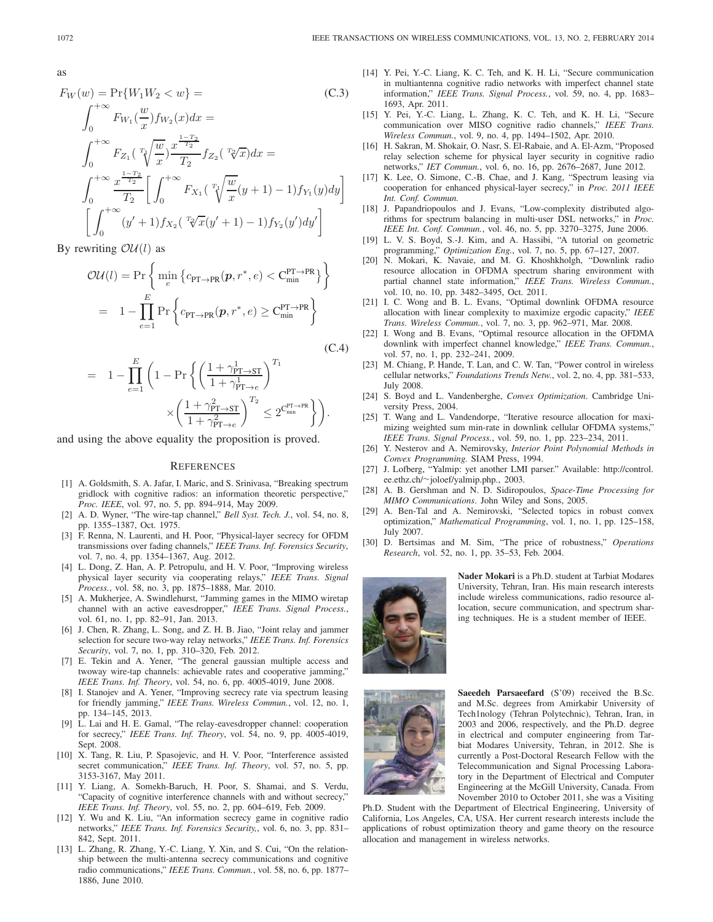as

$$
\begin{aligned}
F_W(w) = \Pr\{W_1 W_2 < w\} = \qquad\qquad & \text{(C.3)} \\
\int_0^{+\infty} F_{W_1}(\frac{w}{x}) f_{W_2}(x) dx = & \\
\int_0^{+\infty} F_{Z_1}(\sqrt[T_1]{\frac{w}{x}}) \frac{x^{\frac{1-T_2}{T_2}}}{T_2} f_{Z_2}(\sqrt[T_2]{x}) dx = & \\
\int_0^{+\infty} \frac{x^{\frac{1-T_2}{T_2}}}{T_2} \left[ \int_0^{+\infty} F_{X_1}(\sqrt[T_1]{\frac{w}{x}}(y+1)-1) f_{Y_1}(y) dy \right] & \\
\left[ \int_0^{+\infty} (y'+1) f_{X_2}(\sqrt[T_2]{x}(y'+1)-1) f_{Y_2}(y') dy' \right] &
\end{aligned}
$$

By rewriting $\mathcal{OU}(l)$ as

$$
\begin{aligned}
\mathcal{OU}(l) &= \Pr\left\{ \min_e \left\{ c_{\mathrm{PT}\to\mathrm{PR}}(\boldsymbol{p}, r^*, e) < \mathrm{C}_{\min}^{\mathrm{PT}\to\mathrm{PR}} \right\} \right\} \\
&= 1 - \prod_{e=1}^{E} \Pr\left\{ c_{\mathrm{PT}\to\mathrm{PR}}(\boldsymbol{p}, r^*, e) \geq \mathrm{C}_{\min}^{\mathrm{PT}\to\mathrm{PR}} \right\} \\
& \qquad\qquad\qquad\qquad\qquad\qquad\qquad\qquad \text{(C.4)} \\
&= 1 - \prod_{e=1}^{E} \left( 1 - \Pr\left\{ \left( \frac{1+\gamma^1_{\mathrm{PT}\to\mathrm{ST}}}{1+\gamma^1_{\mathrm{PT}\to e}} \right)^{T_1} \right.\right. \\
& \qquad\qquad \left.\left. \times \left( \frac{1+\gamma^2_{\mathrm{PT}\to\mathrm{ST}}}{1+\gamma^2_{\mathrm{PT}\to e}} \right)^{T_2} \leq 2^{\mathrm{C}_{\min}^{\mathrm{PT}\to\mathrm{PR}}} \right\} \right).
\end{aligned}
$$

and using the above equality the proposition is proved.

## References

[1] A. Goldsmith, S. A. Jafar, I. Maric, and S. Srinivasa, "Breaking spectrum gridlock with cognitive radios: an information theoretic perspective," *Proc. IEEE*, vol. 97, no. 5, pp. 894–914, May 2009.

[2] A. D. Wyner, "The wire-tap channel," *Bell Syst. Tech. J.*, vol. 54, no. 8, pp. 1355–1387, Oct. 1975.

[3] F. Renna, N. Laurenti, and H. Poor, "Physical-layer secrecy for OFDM transmissions over fading channels," *IEEE Trans. Inf. Forensics Security*, vol. 7, no. 4, pp. 1354–1367, Aug. 2012.

[4] L. Dong, Z. Han, A. P. Petropulu, and H. V. Poor, "Improving wireless physical layer security via cooperating relays," *IEEE Trans. Signal Process.*, vol. 58, no. 3, pp. 1875–1888, Mar. 2010.

[5] A. Mukherjee, A. Swindlehurst, "Jamming games in the MIMO wiretap channel with an active eavesdropper," *IEEE Trans. Signal Process.*, vol. 61, no. 1, pp. 82–91, Jan. 2013.

[6] J. Chen, R. Zhang, L. Song, and Z. H. B. Jiao, "Joint relay and jammer selection for secure two-way relay networks," *IEEE Trans. Inf. Forensics Security*, vol. 7, no. 1, pp. 310–320, Feb. 2012.

[7] E. Tekin and A. Yener, "The general gaussian multiple access and twoway wire-tap channels: achievable rates and cooperative jamming," *IEEE Trans. Inf. Theory*, vol. 54, no. 6, pp. 4005-4019, June 2008.

[8] I. Stanojev and A. Yener, "Improving secrecy rate via spectrum leasing for friendly jamming," *IEEE Trans. Wireless Commun.*, vol. 12, no. 1, pp. 134–145, 2013.

[9] L. Lai and H. E. Gamal, "The relay-eavesdropper channel: cooperation for secrecy," *IEEE Trans. Inf. Theory*, vol. 54, no. 9, pp. 4005-4019, Sept. 2008.

[10] X. Tang, R. Liu, P. Spasojevic, and H. V. Poor, "Interference assisted secret communication," *IEEE Trans. Inf. Theory*, vol. 57, no. 5, pp. 3153-3167, May 2011.

[11] Y. Liang, A. Somekh-Baruch, H. Poor, S. Shamai, and S. Verdu, "Capacity of cognitive interference channels with and without secrecy," *IEEE Trans. Inf. Theory*, vol. 55, no. 2, pp. 604–619, Feb. 2009.

[12] Y. Wu and K. Liu, "An information secrecy game in cognitive radio networks," *IEEE Trans. Inf. Forensics Security,*, vol. 6, no. 3, pp. 831–842, Sept. 2011.

[13] L. Zhang, R. Zhang, Y.-C. Liang, Y. Xin, and S. Cui, "On the relationship between the multi-antenna secrecy communications and cognitive radio communications," *IEEE Trans. Commun.*, vol. 58, no. 6, pp. 1877–1886, June 2010.

[14] Y. Pei, Y.-C. Liang, K. C. Teh, and K. H. Li, "Secure communication in multiantenna cognitive radio networks with imperfect channel state information," *IEEE Trans. Signal Process.*, vol. 59, no. 4, pp. 1683–1693, Apr. 2011.

[15] Y. Pei, Y.-C. Liang, L. Zhang, K. C. Teh, and K. H. Li, "Secure communication over MISO cognitive radio channels," *IEEE Trans. Wireless Commun.*, vol. 9, no. 4, pp. 1494–1502, Apr. 2010.

[16] H. Sakran, M. Shokair, O. Nasr, S. El-Rabaie, and A. El-Azm, "Proposed relay selection scheme for physical layer security in cognitive radio networks," *IET Commun.*, vol. 6, no. 16, pp. 2676–2687, June 2012.

[17] K. Lee, O. Simone, C.-B. Chae, and J. Kang, "Spectrum leasing via cooperation for enhanced physical-layer secrecy," in *Proc. 2011 IEEE Int. Conf. Commun.*

[18] J. Papandriopoulos and J. Evans, "Low-complexity distributed algorithms for spectrum balancing in multi-user DSL networks," in *Proc. IEEE Int. Conf. Commun.*, vol. 46, no. 5, pp. 3270–3275, June 2006.

[19] L. V. S. Boyd, S.-J. Kim, and A. Hassibi, "A tutorial on geometric programming," *Optimization Eng.*, vol. 7, no. 5, pp. 67–127, 2007.

[20] N. Mokari, K. Navaie, and M. G. Khoshkholgh, "Downlink radio resource allocation in OFDMA spectrum sharing environment with partial channel state information," *IEEE Trans. Wireless Commun.*, vol. 10, no. 10, pp. 3482–3495, Oct. 2011.

[21] I. C. Wong and B. L. Evans, "Optimal downlink OFDMA resource allocation with linear complexity to maximize ergodic capacity," *IEEE Trans. Wireless Commun.*, vol. 7, no. 3, pp. 962–971, Mar. 2008.

[22] I. Wong and B. Evans, "Optimal resource allocation in the OFDMA downlink with imperfect channel knowledge," *IEEE Trans. Commun.*, vol. 57, no. 1, pp. 232–241, 2009.

[23] M. Chiang, P. Hande, T. Lan, and C. W. Tan, "Power control in wireless cellular networks," *Foundations Trends Netw.*, vol. 2, no. 4, pp. 381–533, July 2008.

[24] S. Boyd and L. Vandenberghe, *Convex Optimization*. Cambridge University Press, 2004.

[25] T. Wang and L. Vandendorpe, "Iterative resource allocation for maximizing weighted sum min-rate in downlink cellular OFDMA systems," *IEEE Trans. Signal Process.*, vol. 59, no. 1, pp. 223–234, 2011.

[26] Y. Nesterov and A. Nemirovsky, *Interior Point Polynomial Methods in Convex Programming.* SIAM Press, 1994.

[27] J. Lofberg, "Yalmip: yet another LMI parser." Available: http://control.ee.ethz.ch/~joloef/yalmip.php., 2003.

[28] A. B. Gershman and N. D. Sidiropoulos, *Space-Time Processing for MIMO Communications*. John Wiley and Sons, 2005.

[29] A. Ben-Tal and A. Nemirovski, "Selected topics in robust convex optimization," *Mathematical Programming*, vol. 1, no. 1, pp. 125–158, July 2007.

[30] D. Bertsimas and M. Sim, "The price of robustness," *Operations Research*, vol. 52, no. 1, pp. 35–53, Feb. 2004.

**Nader Mokari** is a Ph.D. student at Tarbiat Modares University, Tehran, Iran. His main research interests include wireless communications, radio resource allocation, secure communication, and spectrum sharing techniques. He is a student member of IEEE.

**Saeedeh Parsaeefard** (S'09) received the B.Sc. and M.Sc. degrees from Amirkabir University of Tech1nology (Tehran Polytechnic), Tehran, Iran, in 2003 and 2006, respectively, and the Ph.D. degree in electrical and computer engineering from Tarbiat Modares University, Tehran, in 2012. She is currently a Post-Doctoral Research Fellow with the Telecommunication and Signal Processing Laboratory in the Department of Electrical and Computer Engineering at the McGill University, Canada. From November 2010 to October 2011, she was a Visiting Ph.D. Student with the Department of Electrical Engineering, University of California, Los Angeles, CA, USA. Her current research interests include the applications of robust optimization theory and game theory on the resource allocation and management in wireless networks.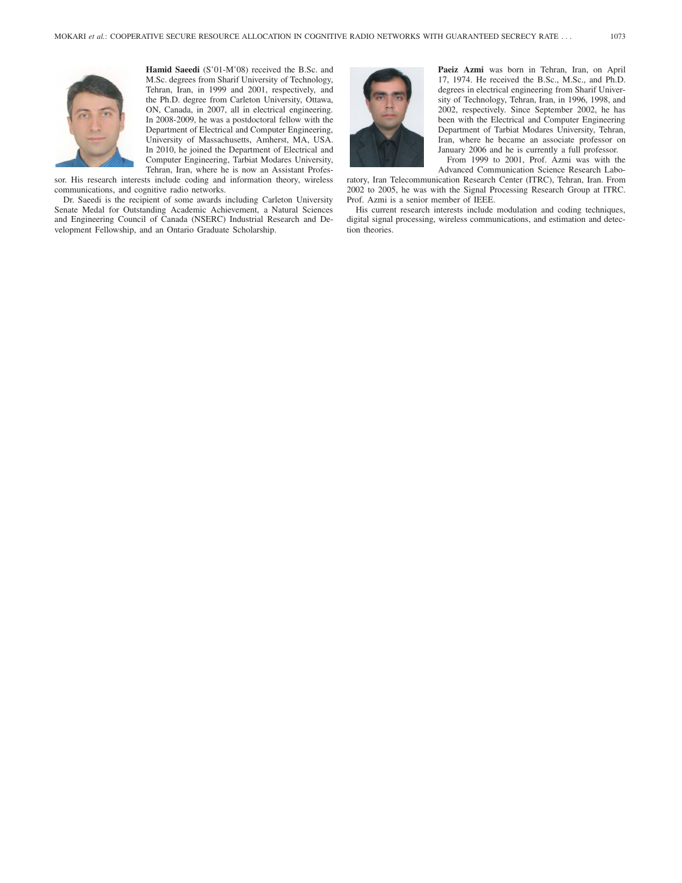**Hamid Saeedi** (S'01-M'08) received the B.Sc. and M.Sc. degrees from Sharif University of Technology, Tehran, Iran, in 1999 and 2001, respectively, and the Ph.D. degree from Carleton University, Ottawa, ON, Canada, in 2007, all in electrical engineering. In 2008-2009, he was a postdoctoral fellow with the Department of Electrical and Computer Engineering, University of Massachusetts, Amherst, MA, USA. In 2010, he joined the Department of Electrical and Computer Engineering, Tarbiat Modares University, Tehran, Iran, where he is now an Assistant Professor. His research interests include coding and information theory, wireless communications, and cognitive radio networks.

Dr. Saeedi is the recipient of some awards including Carleton University Senate Medal for Outstanding Academic Achievement, a Natural Sciences and Engineering Council of Canada (NSERC) Industrial Research and Development Fellowship, and an Ontario Graduate Scholarship.

**Paeiz Azmi** was born in Tehran, Iran, on April 17, 1974. He received the B.Sc., M.Sc., and Ph.D. degrees in electrical engineering from Sharif University of Technology, Tehran, Iran, in 1996, 1998, and 2002, respectively. Since September 2002, he has been with the Electrical and Computer Engineering Department of Tarbiat Modares University, Tehran, Iran, where he became an associate professor on January 2006 and he is currently a full professor.

From 1999 to 2001, Prof. Azmi was with the Advanced Communication Science Research Laboratory, Iran Telecommunication Research Center (ITRC), Tehran, Iran. From 2002 to 2005, he was with the Signal Processing Research Group at ITRC. Prof. Azmi is a senior member of IEEE.

His current research interests include modulation and coding techniques, digital signal processing, wireless communications, and estimation and detection theories.